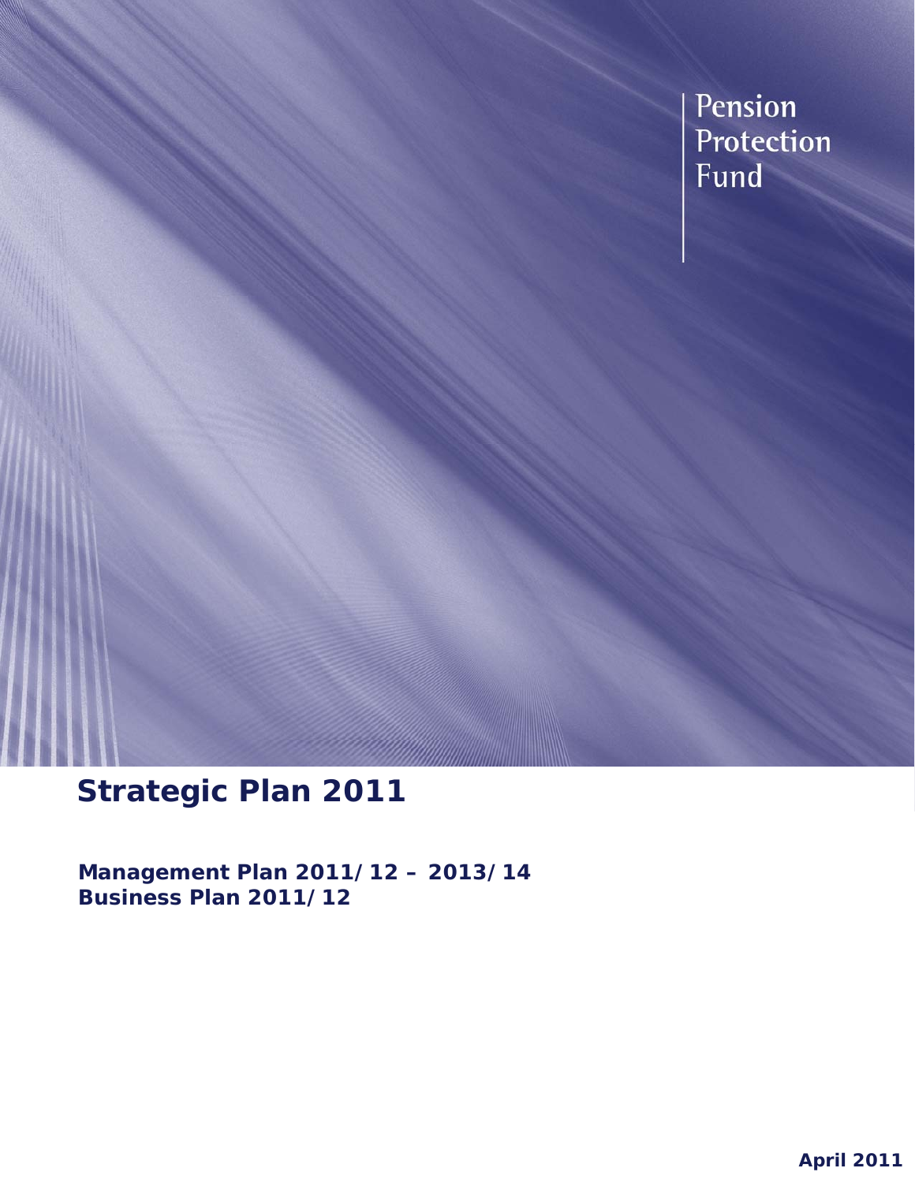Pension Protection Fund

# Strategic Plan 2011

**Management Plan 2011/12 – 2013/14**
**Business Plan 2011/12**

**April 2011**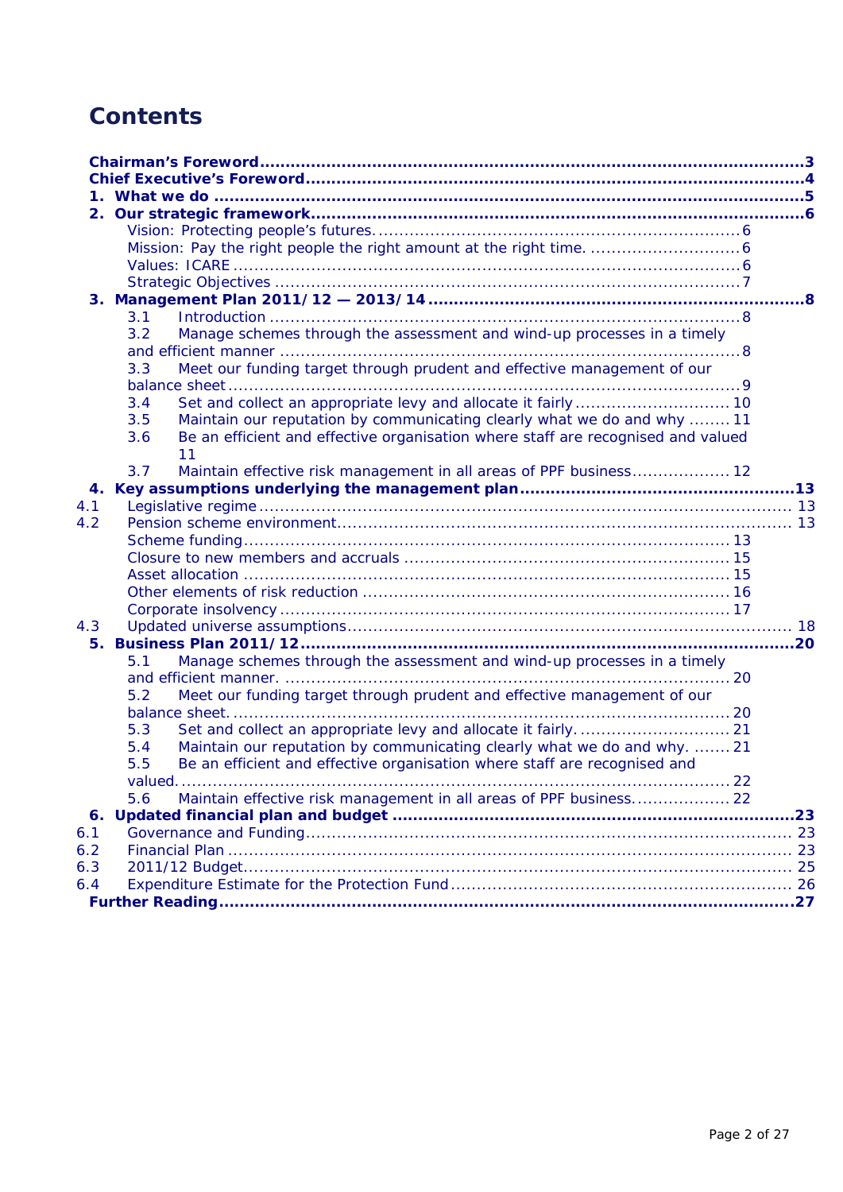# Contents

**Chairman's Foreword** ............ 3
**Chief Executive's Foreword** ............ 4
**1. What we do** ............ 5
**2. Our strategic framework** ............ 6
- Vision: Protecting people's futures. ............ 6
- Mission: Pay the right people the right amount at the right time. ............ 6
- Values: ICARE ............ 6
- Strategic Objectives ............ 7

**3. Management Plan 2011/12 — 2013/14** ............ 8
- 3.1 Introduction ............ 8
- 3.2 Manage schemes through the assessment and wind-up processes in a timely and efficient manner ............ 8
- 3.3 Meet our funding target through prudent and effective management of our balance sheet ............ 9
- 3.4 Set and collect an appropriate levy and allocate it fairly ............ 10
- 3.5 Maintain our reputation by communicating clearly what we do and why ............ 11
- 3.6 Be an efficient and effective organisation where staff are recognised and valued ............ 11
- 3.7 Maintain effective risk management in all areas of PPF business ............ 12

**4. Key assumptions underlying the management plan** ............ 13
- 4.1 Legislative regime ............ 13
- 4.2 Pension scheme environment ............ 13
  - Scheme funding ............ 13
  - Closure to new members and accruals ............ 15
  - Asset allocation ............ 15
  - Other elements of risk reduction ............ 16
  - Corporate insolvency ............ 17
- 4.3 Updated universe assumptions ............ 18

**5. Business Plan 2011/12** ............ 20
- 5.1 Manage schemes through the assessment and wind-up processes in a timely and efficient manner. ............ 20
- 5.2 Meet our funding target through prudent and effective management of our balance sheet. ............ 20
- 5.3 Set and collect an appropriate levy and allocate it fairly. ............ 21
- 5.4 Maintain our reputation by communicating clearly what we do and why. ............ 21
- 5.5 Be an efficient and effective organisation where staff are recognised and valued. ............ 22
- 5.6 Maintain effective risk management in all areas of PPF business. ............ 22

**6. Updated financial plan and budget** ............ 23
- 6.1 Governance and Funding ............ 23
- 6.2 Financial Plan ............ 23
- 6.3 2011/12 Budget ............ 25
- 6.4 Expenditure Estimate for the Protection Fund ............ 26

**Further Reading** ............ 27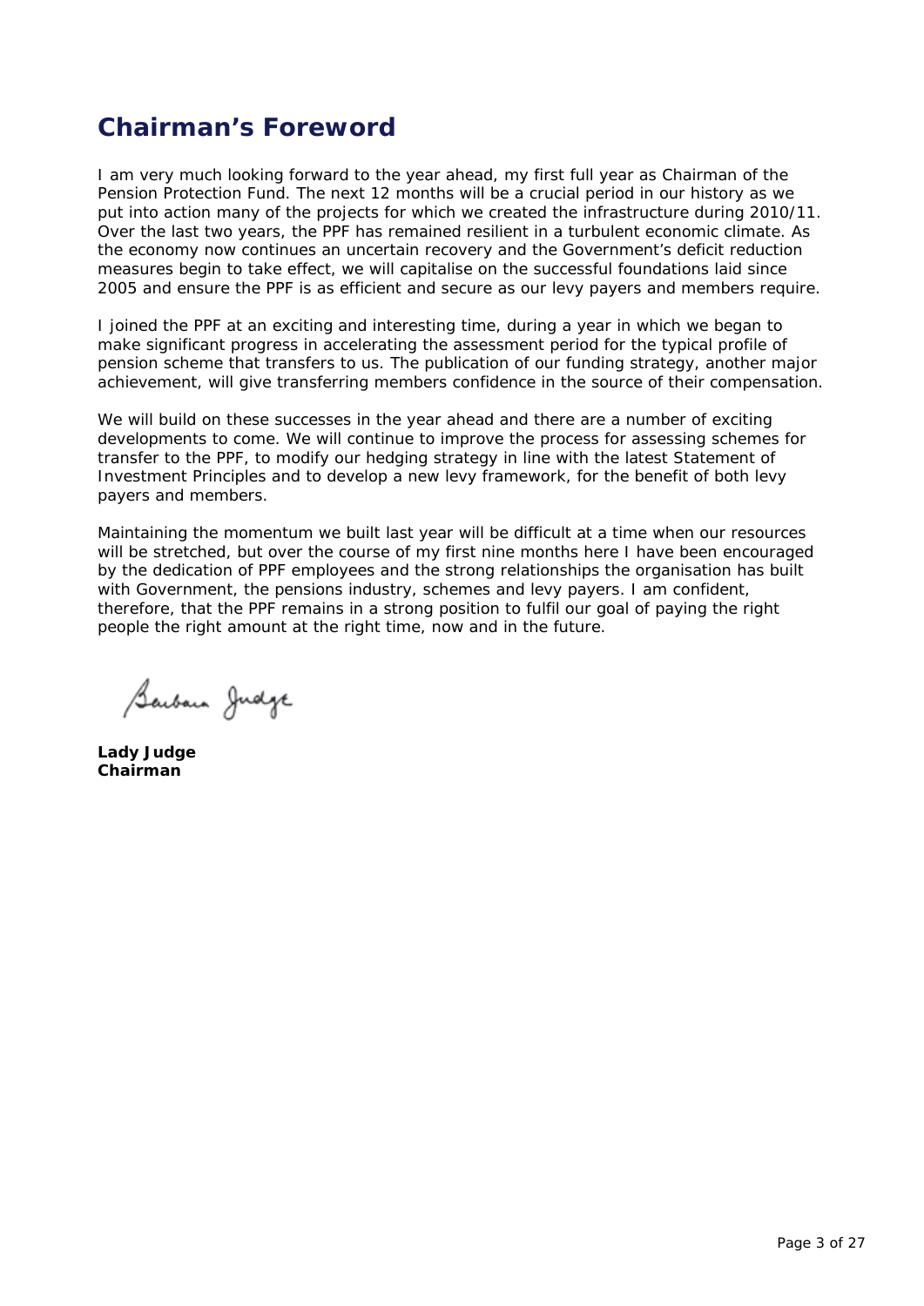# Chairman's Foreword

I am very much looking forward to the year ahead, my first full year as Chairman of the Pension Protection Fund. The next 12 months will be a crucial period in our history as we put into action many of the projects for which we created the infrastructure during 2010/11. Over the last two years, the PPF has remained resilient in a turbulent economic climate. As the economy now continues an uncertain recovery and the Government's deficit reduction measures begin to take effect, we will capitalise on the successful foundations laid since 2005 and ensure the PPF is as efficient and secure as our levy payers and members require.

I joined the PPF at an exciting and interesting time, during a year in which we began to make significant progress in accelerating the assessment period for the typical profile of pension scheme that transfers to us. The publication of our funding strategy, another major achievement, will give transferring members confidence in the source of their compensation.

We will build on these successes in the year ahead and there are a number of exciting developments to come. We will continue to improve the process for assessing schemes for transfer to the PPF, to modify our hedging strategy in line with the latest Statement of Investment Principles and to develop a new levy framework, for the benefit of both levy payers and members.

Maintaining the momentum we built last year will be difficult at a time when our resources will be stretched, but over the course of my first nine months here I have been encouraged by the dedication of PPF employees and the strong relationships the organisation has built with Government, the pensions industry, schemes and levy payers. I am confident, therefore, that the PPF remains in a strong position to fulfil our goal of paying the right people the right amount at the right time, now and in the future.

Barbara Judge

**Lady Judge**
**Chairman**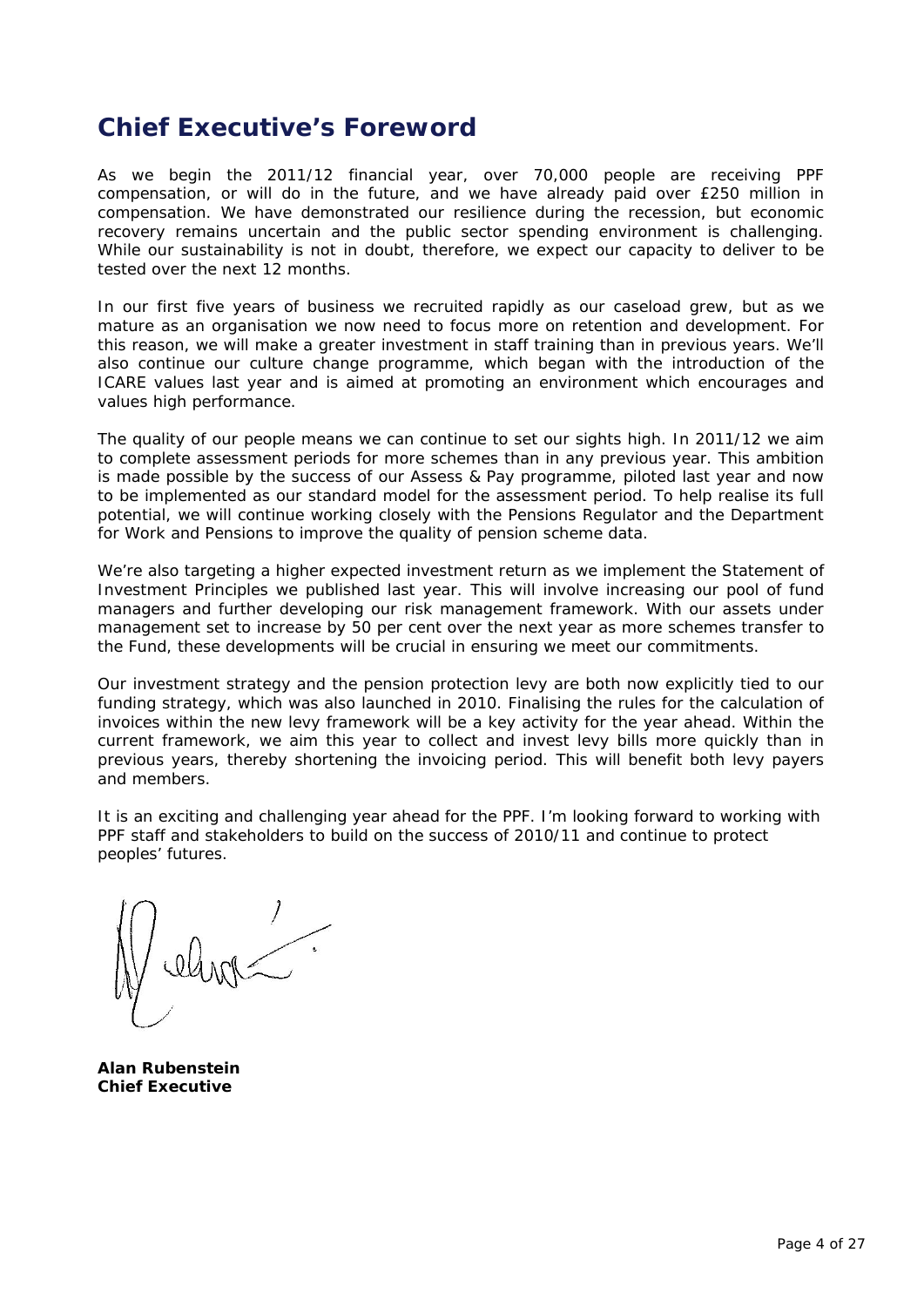## Chief Executive's Foreword

As we begin the 2011/12 financial year, over 70,000 people are receiving PPF compensation, or will do in the future, and we have already paid over £250 million in compensation. We have demonstrated our resilience during the recession, but economic recovery remains uncertain and the public sector spending environment is challenging. While our sustainability is not in doubt, therefore, we expect our capacity to deliver to be tested over the next 12 months.

In our first five years of business we recruited rapidly as our caseload grew, but as we mature as an organisation we now need to focus more on retention and development. For this reason, we will make a greater investment in staff training than in previous years. We'll also continue our culture change programme, which began with the introduction of the ICARE values last year and is aimed at promoting an environment which encourages and values high performance.

The quality of our people means we can continue to set our sights high. In 2011/12 we aim to complete assessment periods for more schemes than in any previous year. This ambition is made possible by the success of our Assess & Pay programme, piloted last year and now to be implemented as our standard model for the assessment period. To help realise its full potential, we will continue working closely with the Pensions Regulator and the Department for Work and Pensions to improve the quality of pension scheme data.

We're also targeting a higher expected investment return as we implement the Statement of Investment Principles we published last year. This will involve increasing our pool of fund managers and further developing our risk management framework. With our assets under management set to increase by 50 per cent over the next year as more schemes transfer to the Fund, these developments will be crucial in ensuring we meet our commitments.

Our investment strategy and the pension protection levy are both now explicitly tied to our funding strategy, which was also launched in 2010. Finalising the rules for the calculation of invoices within the new levy framework will be a key activity for the year ahead. Within the current framework, we aim this year to collect and invest levy bills more quickly than in previous years, thereby shortening the invoicing period. This will benefit both levy payers and members.

It is an exciting and challenging year ahead for the PPF. I'm looking forward to working with PPF staff and stakeholders to build on the success of 2010/11 and continue to protect peoples' futures.

**Alan Rubenstein**
**Chief Executive**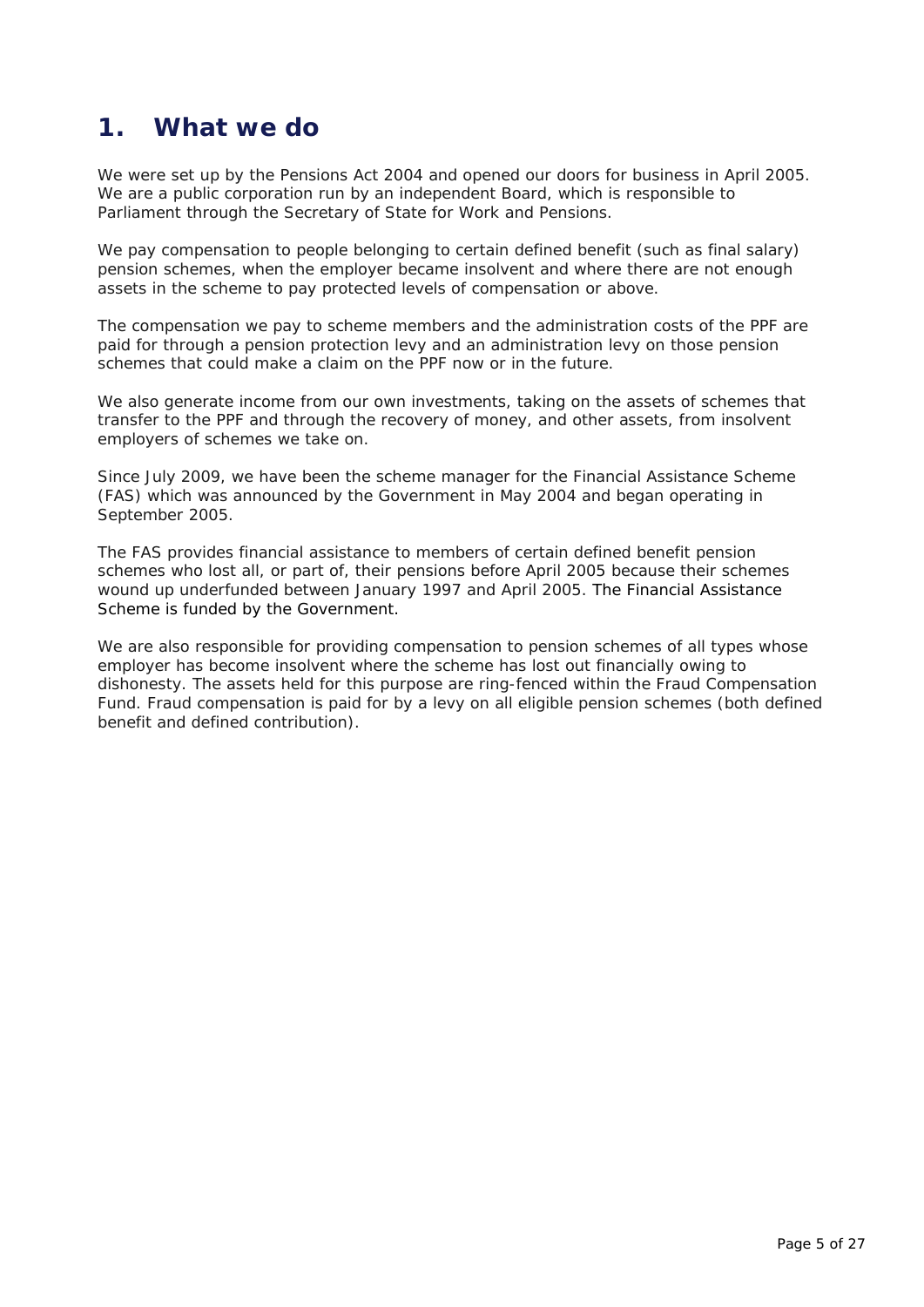# 1. What we do

We were set up by the Pensions Act 2004 and opened our doors for business in April 2005. We are a public corporation run by an independent Board, which is responsible to Parliament through the Secretary of State for Work and Pensions.

We pay compensation to people belonging to certain defined benefit (such as final salary) pension schemes, when the employer became insolvent and where there are not enough assets in the scheme to pay protected levels of compensation or above.

The compensation we pay to scheme members and the administration costs of the PPF are paid for through a pension protection levy and an administration levy on those pension schemes that could make a claim on the PPF now or in the future.

We also generate income from our own investments, taking on the assets of schemes that transfer to the PPF and through the recovery of money, and other assets, from insolvent employers of schemes we take on.

Since July 2009, we have been the scheme manager for the Financial Assistance Scheme (FAS) which was announced by the Government in May 2004 and began operating in September 2005.

The FAS provides financial assistance to members of certain defined benefit pension schemes who lost all, or part of, their pensions before April 2005 because their schemes wound up underfunded between January 1997 and April 2005. The Financial Assistance Scheme is funded by the Government.

We are also responsible for providing compensation to pension schemes of all types whose employer has become insolvent where the scheme has lost out financially owing to dishonesty. The assets held for this purpose are ring-fenced within the Fraud Compensation Fund. Fraud compensation is paid for by a levy on all eligible pension schemes (both defined benefit and defined contribution).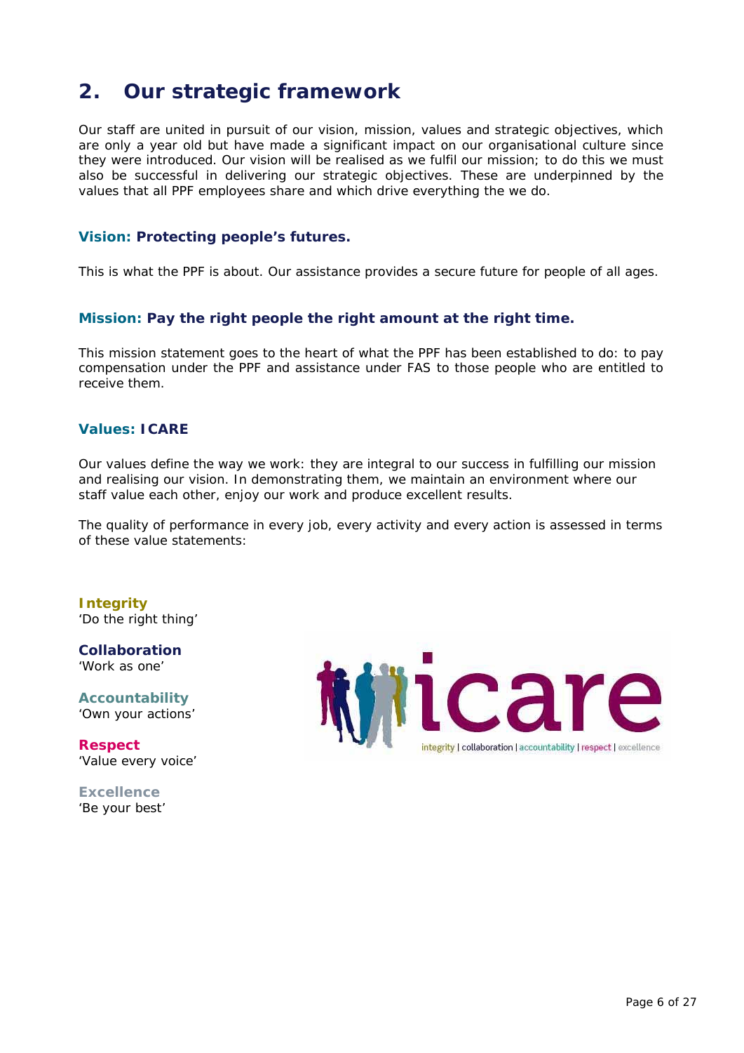## 2. Our strategic framework

Our staff are united in pursuit of our vision, mission, values and strategic objectives, which are only a year old but have made a significant impact on our organisational culture since they were introduced. Our vision will be realised as we fulfil our mission; to do this we must also be successful in delivering our strategic objectives. These are underpinned by the values that all PPF employees share and which drive everything the we do.

### Vision: Protecting people's futures.

This is what the PPF is about. Our assistance provides a secure future for people of all ages.

### Mission: Pay the right people the right amount at the right time.

This mission statement goes to the heart of what the PPF has been established to do: to pay compensation under the PPF and assistance under FAS to those people who are entitled to receive them.

### Values: ICARE

Our values define the way we work: they are integral to our success in fulfilling our mission and realising our vision. In demonstrating them, we maintain an environment where our staff value each other, enjoy our work and produce excellent results.

The quality of performance in every job, every activity and every action is assessed in terms of these value statements:

**Integrity**
'Do the right thing'

**Collaboration**
'Work as one'

**Accountability**
'Own your actions'

**Respect**
'Value every voice'

**Excellence**
'Be your best'

icare
integrity | collaboration | accountability | respect | excellence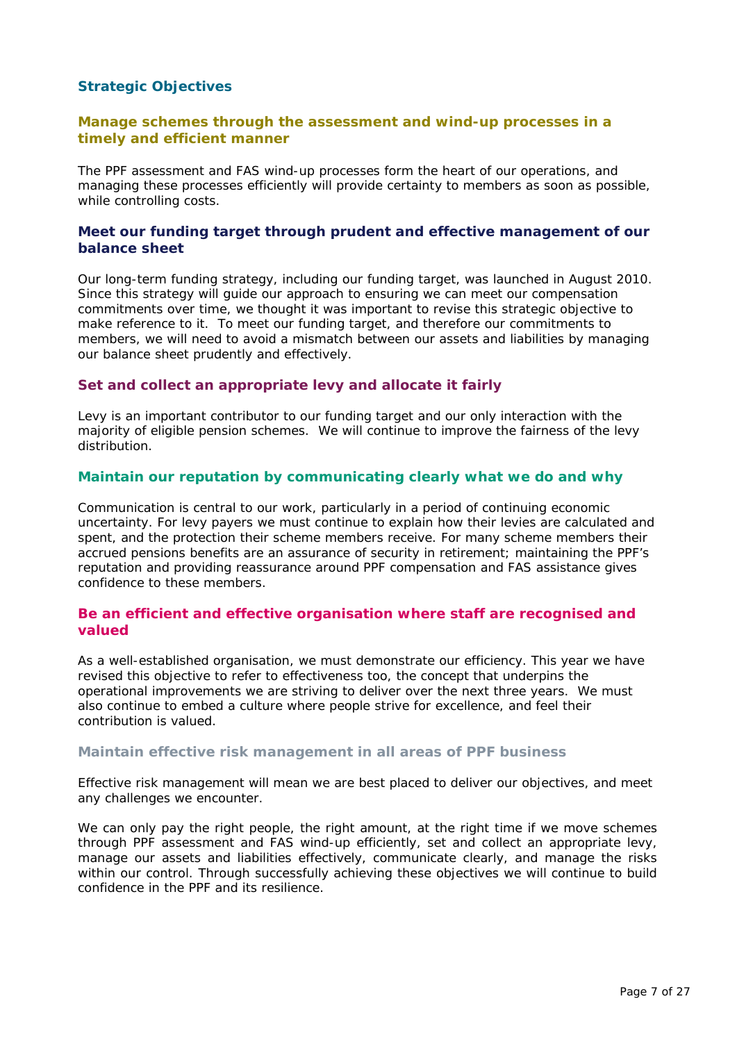## Strategic Objectives

### Manage schemes through the assessment and wind-up processes in a timely and efficient manner

The PPF assessment and FAS wind-up processes form the heart of our operations, and managing these processes efficiently will provide certainty to members as soon as possible, while controlling costs.

### Meet our funding target through prudent and effective management of our balance sheet

Our long-term funding strategy, including our funding target, was launched in August 2010. Since this strategy will guide our approach to ensuring we can meet our compensation commitments over time, we thought it was important to revise this strategic objective to make reference to it. To meet our funding target, and therefore our commitments to members, we will need to avoid a mismatch between our assets and liabilities by managing our balance sheet prudently and effectively.

### Set and collect an appropriate levy and allocate it fairly

Levy is an important contributor to our funding target and our only interaction with the majority of eligible pension schemes. We will continue to improve the fairness of the levy distribution.

### Maintain our reputation by communicating clearly what we do and why

Communication is central to our work, particularly in a period of continuing economic uncertainty. For levy payers we must continue to explain how their levies are calculated and spent, and the protection their scheme members receive. For many scheme members their accrued pensions benefits are an assurance of security in retirement; maintaining the PPF's reputation and providing reassurance around PPF compensation and FAS assistance gives confidence to these members.

### Be an efficient and effective organisation where staff are recognised and valued

As a well-established organisation, we must demonstrate our efficiency. This year we have revised this objective to refer to effectiveness too, the concept that underpins the operational improvements we are striving to deliver over the next three years. We must also continue to embed a culture where people strive for excellence, and feel their contribution is valued.

### Maintain effective risk management in all areas of PPF business

Effective risk management will mean we are best placed to deliver our objectives, and meet any challenges we encounter.

We can only pay the right people, the right amount, at the right time if we move schemes through PPF assessment and FAS wind-up efficiently, set and collect an appropriate levy, manage our assets and liabilities effectively, communicate clearly, and manage the risks within our control. Through successfully achieving these objectives we will continue to build confidence in the PPF and its resilience.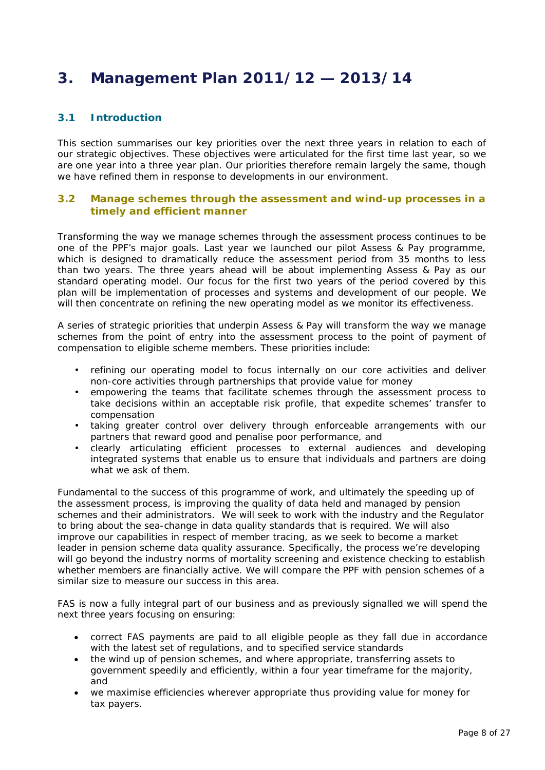# 3. Management Plan 2011/12 — 2013/14

## 3.1 Introduction

This section summarises our key priorities over the next three years in relation to each of our strategic objectives. These objectives were articulated for the first time last year, so we are one year into a three year plan. Our priorities therefore remain largely the same, though we have refined them in response to developments in our environment.

## 3.2 Manage schemes through the assessment and wind-up processes in a timely and efficient manner

Transforming the way we manage schemes through the assessment process continues to be one of the PPF's major goals. Last year we launched our pilot Assess & Pay programme, which is designed to dramatically reduce the assessment period from 35 months to less than two years. The three years ahead will be about implementing Assess & Pay as our standard operating model. Our focus for the first two years of the period covered by this plan will be implementation of processes and systems and development of our people. We will then concentrate on refining the new operating model as we monitor its effectiveness.

A series of strategic priorities that underpin Assess & Pay will transform the way we manage schemes from the point of entry into the assessment process to the point of payment of compensation to eligible scheme members. These priorities include:

- refining our operating model to focus internally on our core activities and deliver non-core activities through partnerships that provide value for money
- empowering the teams that facilitate schemes through the assessment process to take decisions within an acceptable risk profile, that expedite schemes' transfer to compensation
- taking greater control over delivery through enforceable arrangements with our partners that reward good and penalise poor performance, and
- clearly articulating efficient processes to external audiences and developing integrated systems that enable us to ensure that individuals and partners are doing what we ask of them.

Fundamental to the success of this programme of work, and ultimately the speeding up of the assessment process, is improving the quality of data held and managed by pension schemes and their administrators. We will seek to work with the industry and the Regulator to bring about the sea-change in data quality standards that is required. We will also improve our capabilities in respect of member tracing, as we seek to become a market leader in pension scheme data quality assurance. Specifically, the process we're developing will go beyond the industry norms of mortality screening and existence checking to establish whether members are financially active. We will compare the PPF with pension schemes of a similar size to measure our success in this area.

FAS is now a fully integral part of our business and as previously signalled we will spend the next three years focusing on ensuring:

- correct FAS payments are paid to all eligible people as they fall due in accordance with the latest set of regulations, and to specified service standards
- the wind up of pension schemes, and where appropriate, transferring assets to government speedily and efficiently, within a four year timeframe for the majority, and
- we maximise efficiencies wherever appropriate thus providing value for money for tax payers.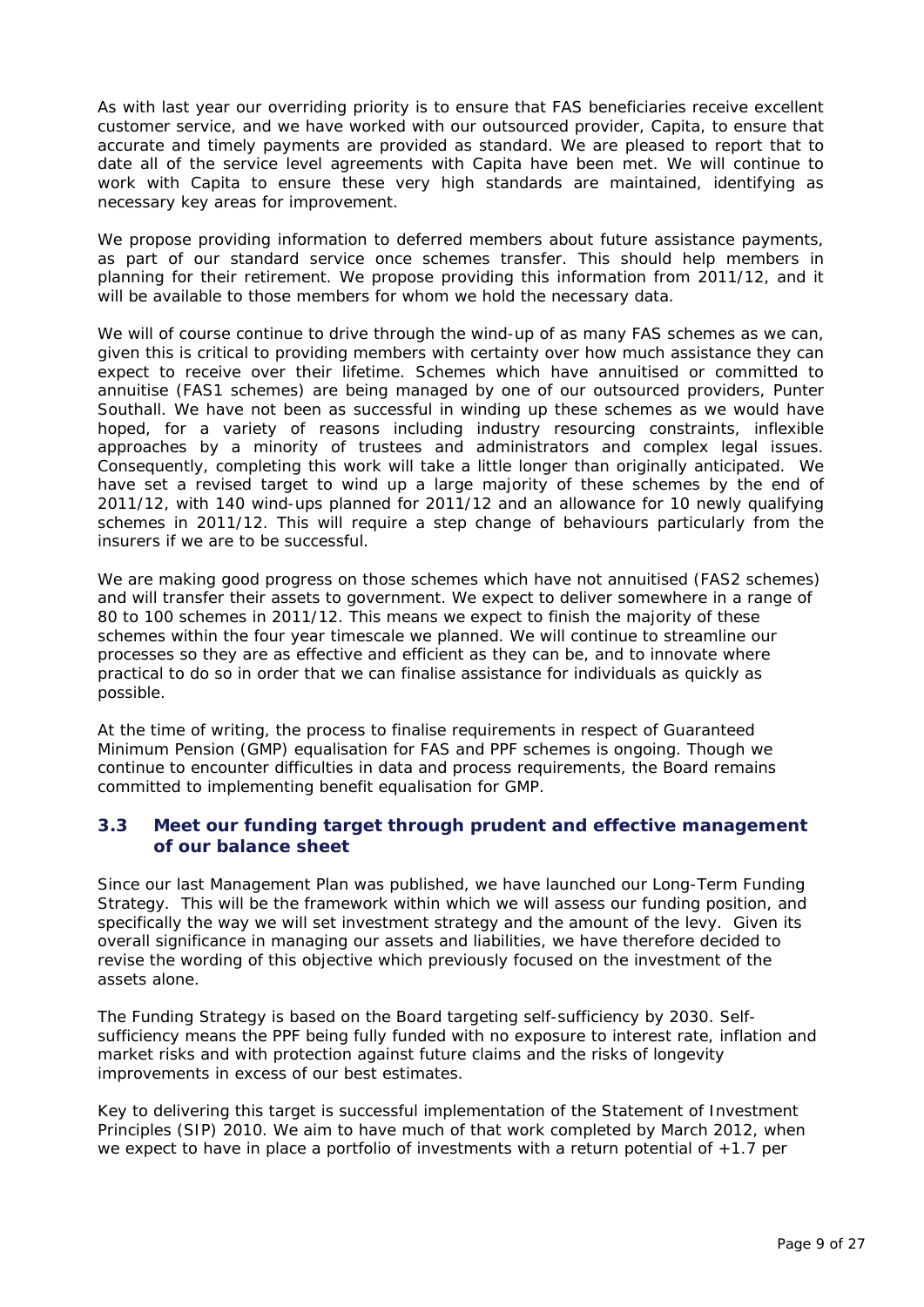As with last year our overriding priority is to ensure that FAS beneficiaries receive excellent customer service, and we have worked with our outsourced provider, Capita, to ensure that accurate and timely payments are provided as standard. We are pleased to report that to date all of the service level agreements with Capita have been met. We will continue to work with Capita to ensure these very high standards are maintained, identifying as necessary key areas for improvement.

We propose providing information to deferred members about future assistance payments, as part of our standard service once schemes transfer. This should help members in planning for their retirement. We propose providing this information from 2011/12, and it will be available to those members for whom we hold the necessary data.

We will of course continue to drive through the wind-up of as many FAS schemes as we can, given this is critical to providing members with certainty over how much assistance they can expect to receive over their lifetime. Schemes which have annuitised or committed to annuitise (FAS1 schemes) are being managed by one of our outsourced providers, Punter Southall. We have not been as successful in winding up these schemes as we would have hoped, for a variety of reasons including industry resourcing constraints, inflexible approaches by a minority of trustees and administrators and complex legal issues. Consequently, completing this work will take a little longer than originally anticipated. We have set a revised target to wind up a large majority of these schemes by the end of 2011/12, with 140 wind-ups planned for 2011/12 and an allowance for 10 newly qualifying schemes in 2011/12. This will require a step change of behaviours particularly from the insurers if we are to be successful.

We are making good progress on those schemes which have not annuitised (FAS2 schemes) and will transfer their assets to government. We expect to deliver somewhere in a range of 80 to 100 schemes in 2011/12. This means we expect to finish the majority of these schemes within the four year timescale we planned. We will continue to streamline our processes so they are as effective and efficient as they can be, and to innovate where practical to do so in order that we can finalise assistance for individuals as quickly as possible.

At the time of writing, the process to finalise requirements in respect of Guaranteed Minimum Pension (GMP) equalisation for FAS and PPF schemes is ongoing. Though we continue to encounter difficulties in data and process requirements, the Board remains committed to implementing benefit equalisation for GMP.

### 3.3 Meet our funding target through prudent and effective management of our balance sheet

Since our last Management Plan was published, we have launched our Long-Term Funding Strategy. This will be the framework within which we will assess our funding position, and specifically the way we will set investment strategy and the amount of the levy. Given its overall significance in managing our assets and liabilities, we have therefore decided to revise the wording of this objective which previously focused on the investment of the assets alone.

The Funding Strategy is based on the Board targeting self-sufficiency by 2030. Self-sufficiency means the PPF being fully funded with no exposure to interest rate, inflation and market risks and with protection against future claims and the risks of longevity improvements in excess of our best estimates.

Key to delivering this target is successful implementation of the Statement of Investment Principles (SIP) 2010. We aim to have much of that work completed by March 2012, when we expect to have in place a portfolio of investments with a return potential of +1.7 per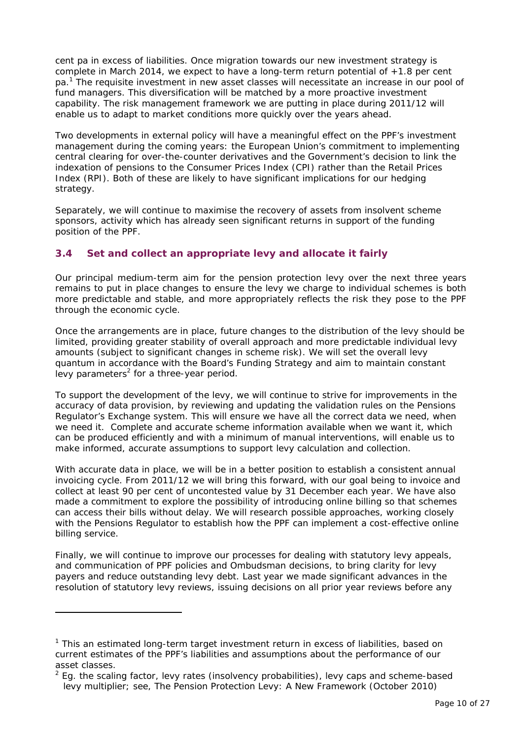cent pa in excess of liabilities. Once migration towards our new investment strategy is complete in March 2014, we expect to have a long-term return potential of +1.8 per cent pa.[1] The requisite investment in new asset classes will necessitate an increase in our pool of fund managers. This diversification will be matched by a more proactive investment capability. The risk management framework we are putting in place during 2011/12 will enable us to adapt to market conditions more quickly over the years ahead.

Two developments in external policy will have a meaningful effect on the PPF's investment management during the coming years: the European Union's commitment to implementing central clearing for over-the-counter derivatives and the Government's decision to link the indexation of pensions to the Consumer Prices Index (CPI) rather than the Retail Prices Index (RPI). Both of these are likely to have significant implications for our hedging strategy.

Separately, we will continue to maximise the recovery of assets from insolvent scheme sponsors, activity which has already seen significant returns in support of the funding position of the PPF.

### 3.4 Set and collect an appropriate levy and allocate it fairly

Our principal medium-term aim for the pension protection levy over the next three years remains to put in place changes to ensure the levy we charge to individual schemes is both more predictable and stable, and more appropriately reflects the risk they pose to the PPF through the economic cycle.

Once the arrangements are in place, future changes to the distribution of the levy should be limited, providing greater stability of overall approach and more predictable individual levy amounts (subject to significant changes in scheme risk). We will set the overall levy quantum in accordance with the Board's Funding Strategy and aim to maintain constant levy parameters[2] for a three-year period.

To support the development of the levy, we will continue to strive for improvements in the accuracy of data provision, by reviewing and updating the validation rules on the Pensions Regulator's Exchange system. This will ensure we have all the correct data we need, when we need it. Complete and accurate scheme information available when we want it, which can be produced efficiently and with a minimum of manual interventions, will enable us to make informed, accurate assumptions to support levy calculation and collection.

With accurate data in place, we will be in a better position to establish a consistent annual invoicing cycle. From 2011/12 we will bring this forward, with our goal being to invoice and collect at least 90 per cent of uncontested value by 31 December each year. We have also made a commitment to explore the possibility of introducing online billing so that schemes can access their bills without delay. We will research possible approaches, working closely with the Pensions Regulator to establish how the PPF can implement a cost-effective online billing service.

Finally, we will continue to improve our processes for dealing with statutory levy appeals, and communication of PPF policies and Ombudsman decisions, to bring clarity for levy payers and reduce outstanding levy debt. Last year we made significant advances in the resolution of statutory levy reviews, issuing decisions on all prior year reviews before any

---

[1] This an estimated long-term target investment return in excess of liabilities, based on current estimates of the PPF's liabilities and assumptions about the performance of our asset classes.

[2] Eg. the scaling factor, levy rates (insolvency probabilities), levy caps and scheme-based levy multiplier; see, *The Pension Protection Levy: A New Framework* (October 2010)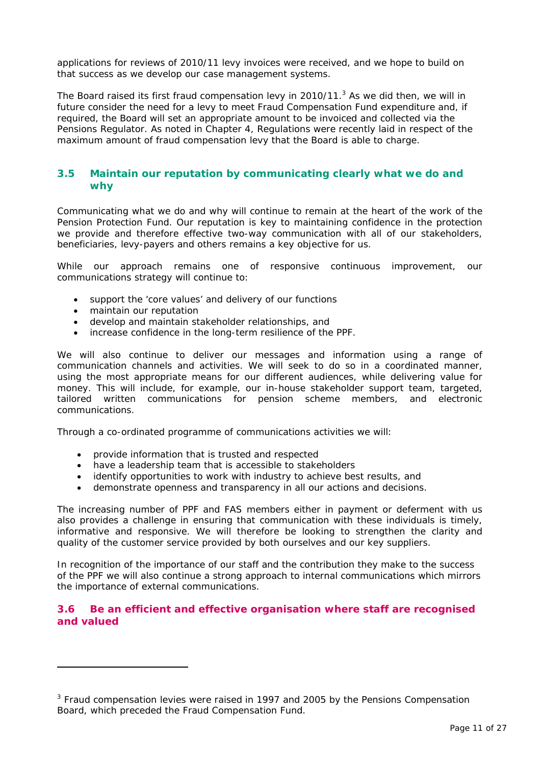applications for reviews of 2010/11 levy invoices were received, and we hope to build on that success as we develop our case management systems.

The Board raised its first fraud compensation levy in 2010/11.[3] As we did then, we will in future consider the need for a levy to meet Fraud Compensation Fund expenditure and, if required, the Board will set an appropriate amount to be invoiced and collected via the Pensions Regulator. As noted in Chapter 4, Regulations were recently laid in respect of the maximum amount of fraud compensation levy that the Board is able to charge.

### 3.5 Maintain our reputation by communicating clearly what we do and why

Communicating what we do and why will continue to remain at the heart of the work of the Pension Protection Fund. Our reputation is key to maintaining confidence in the protection we provide and therefore effective two-way communication with all of our stakeholders, beneficiaries, levy-payers and others remains a key objective for us.

While our approach remains one of responsive continuous improvement, our communications strategy will continue to:

- support the 'core values' and delivery of our functions
- maintain our reputation
- develop and maintain stakeholder relationships, and
- increase confidence in the long-term resilience of the PPF.

We will also continue to deliver our messages and information using a range of communication channels and activities. We will seek to do so in a coordinated manner, using the most appropriate means for our different audiences, while delivering value for money. This will include, for example, our in-house stakeholder support team, targeted, tailored written communications for pension scheme members, and electronic communications.

Through a co-ordinated programme of communications activities we will:

- provide information that is trusted and respected
- have a leadership team that is accessible to stakeholders
- identify opportunities to work with industry to achieve best results, and
- demonstrate openness and transparency in all our actions and decisions.

The increasing number of PPF and FAS members either in payment or deferment with us also provides a challenge in ensuring that communication with these individuals is timely, informative and responsive. We will therefore be looking to strengthen the clarity and quality of the customer service provided by both ourselves and our key suppliers.

In recognition of the importance of our staff and the contribution they make to the success of the PPF we will also continue a strong approach to internal communications which mirrors the importance of external communications.

### 3.6 Be an efficient and effective organisation where staff are recognised and valued

---

[3] Fraud compensation levies were raised in 1997 and 2005 by the Pensions Compensation Board, which preceded the Fraud Compensation Fund.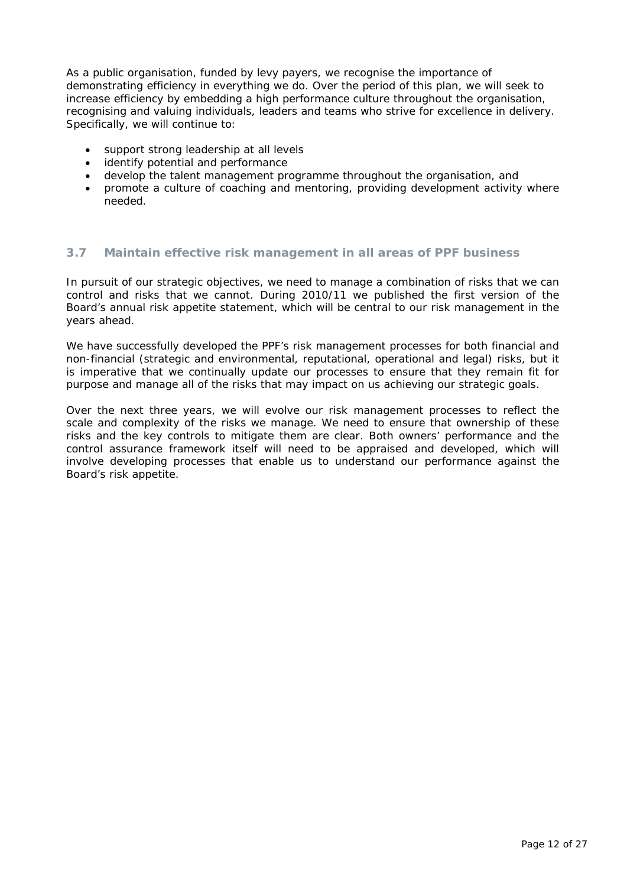As a public organisation, funded by levy payers, we recognise the importance of demonstrating efficiency in everything we do. Over the period of this plan, we will seek to increase efficiency by embedding a high performance culture throughout the organisation, recognising and valuing individuals, leaders and teams who strive for excellence in delivery. Specifically, we will continue to:

- support strong leadership at all levels
- identify potential and performance
- develop the talent management programme throughout the organisation, and
- promote a culture of coaching and mentoring, providing development activity where needed.

### 3.7 Maintain effective risk management in all areas of PPF business

In pursuit of our strategic objectives, we need to manage a combination of risks that we can control and risks that we cannot. During 2010/11 we published the first version of the Board's annual risk appetite statement, which will be central to our risk management in the years ahead.

We have successfully developed the PPF's risk management processes for both financial and non-financial (strategic and environmental, reputational, operational and legal) risks, but it is imperative that we continually update our processes to ensure that they remain fit for purpose and manage all of the risks that may impact on us achieving our strategic goals.

Over the next three years, we will evolve our risk management processes to reflect the scale and complexity of the risks we manage. We need to ensure that ownership of these risks and the key controls to mitigate them are clear. Both owners' performance and the control assurance framework itself will need to be appraised and developed, which will involve developing processes that enable us to understand our performance against the Board's risk appetite.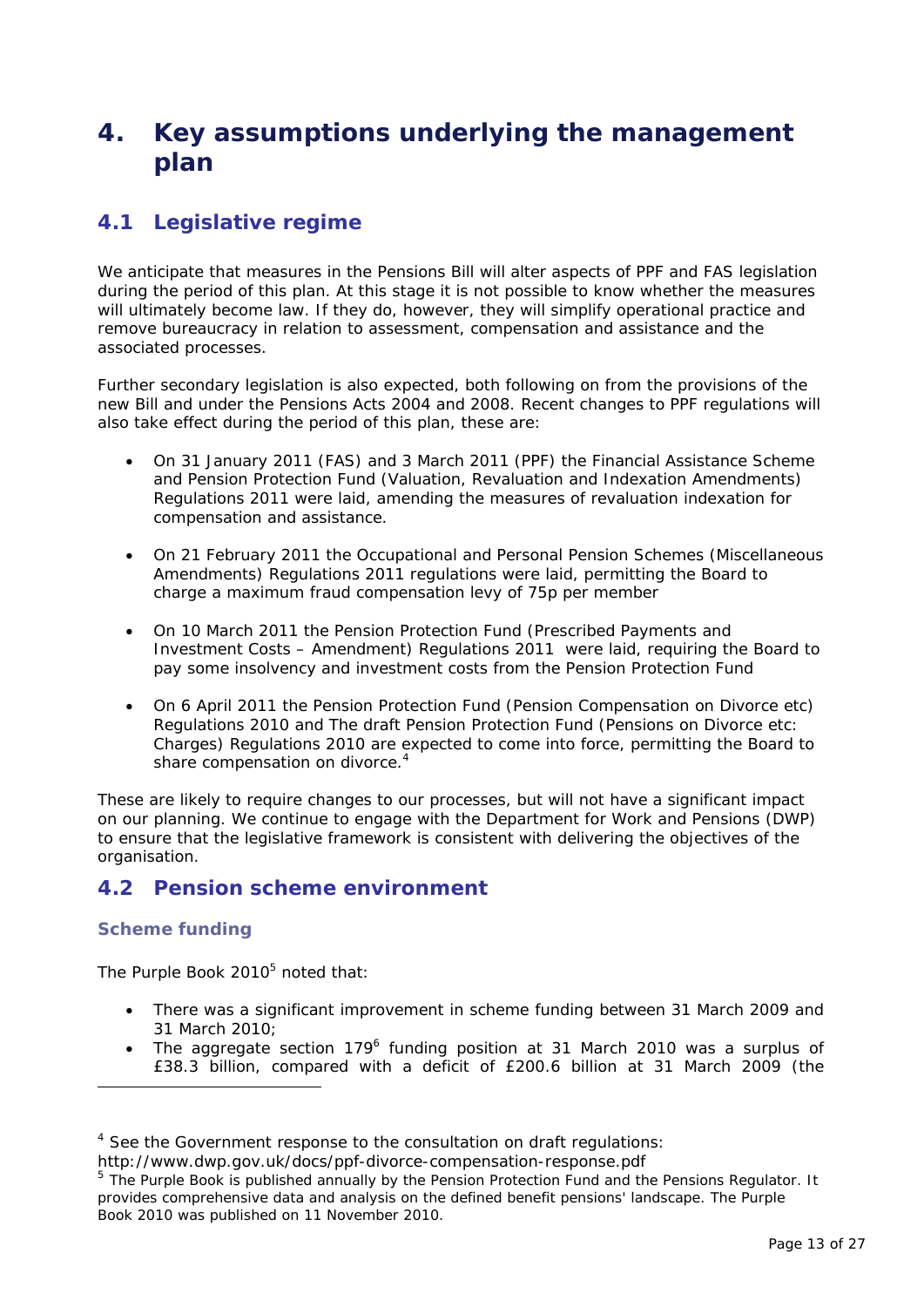# 4. Key assumptions underlying the management plan

## 4.1 Legislative regime

We anticipate that measures in the Pensions Bill will alter aspects of PPF and FAS legislation during the period of this plan. At this stage it is not possible to know whether the measures will ultimately become law. If they do, however, they will simplify operational practice and remove bureaucracy in relation to assessment, compensation and assistance and the associated processes.

Further secondary legislation is also expected, both following on from the provisions of the new Bill and under the Pensions Acts 2004 and 2008. Recent changes to PPF regulations will also take effect during the period of this plan, these are:

- On 31 January 2011 (FAS) and 3 March 2011 (PPF) the Financial Assistance Scheme and Pension Protection Fund (Valuation, Revaluation and Indexation Amendments) Regulations 2011 were laid, amending the measures of revaluation indexation for compensation and assistance.
- On 21 February 2011 the Occupational and Personal Pension Schemes (Miscellaneous Amendments) Regulations 2011 regulations were laid, permitting the Board to charge a maximum fraud compensation levy of 75p per member
- On 10 March 2011 the Pension Protection Fund (Prescribed Payments and Investment Costs – Amendment) Regulations 2011 were laid, requiring the Board to pay some insolvency and investment costs from the Pension Protection Fund
- On 6 April 2011 the Pension Protection Fund (Pension Compensation on Divorce etc) Regulations 2010 and The draft Pension Protection Fund (Pensions on Divorce etc: Charges) Regulations 2010 are expected to come into force, permitting the Board to share compensation on divorce.[4]

These are likely to require changes to our processes, but will not have a significant impact on our planning. We continue to engage with the Department for Work and Pensions (DWP) to ensure that the legislative framework is consistent with delivering the objectives of the organisation.

## 4.2 Pension scheme environment

### Scheme funding

The Purple Book 2010[5] noted that:

- There was a significant improvement in scheme funding between 31 March 2009 and 31 March 2010;
- The aggregate section 179[6] funding position at 31 March 2010 was a surplus of £38.3 billion, compared with a deficit of £200.6 billion at 31 March 2009 (the

---

[4] See the Government response to the consultation on draft regulations: http://www.dwp.gov.uk/docs/ppf-divorce-compensation-response.pdf

[5] The Purple Book is published annually by the Pension Protection Fund and the Pensions Regulator. It provides comprehensive data and analysis on the defined benefit pensions' landscape. The Purple Book 2010 was published on 11 November 2010.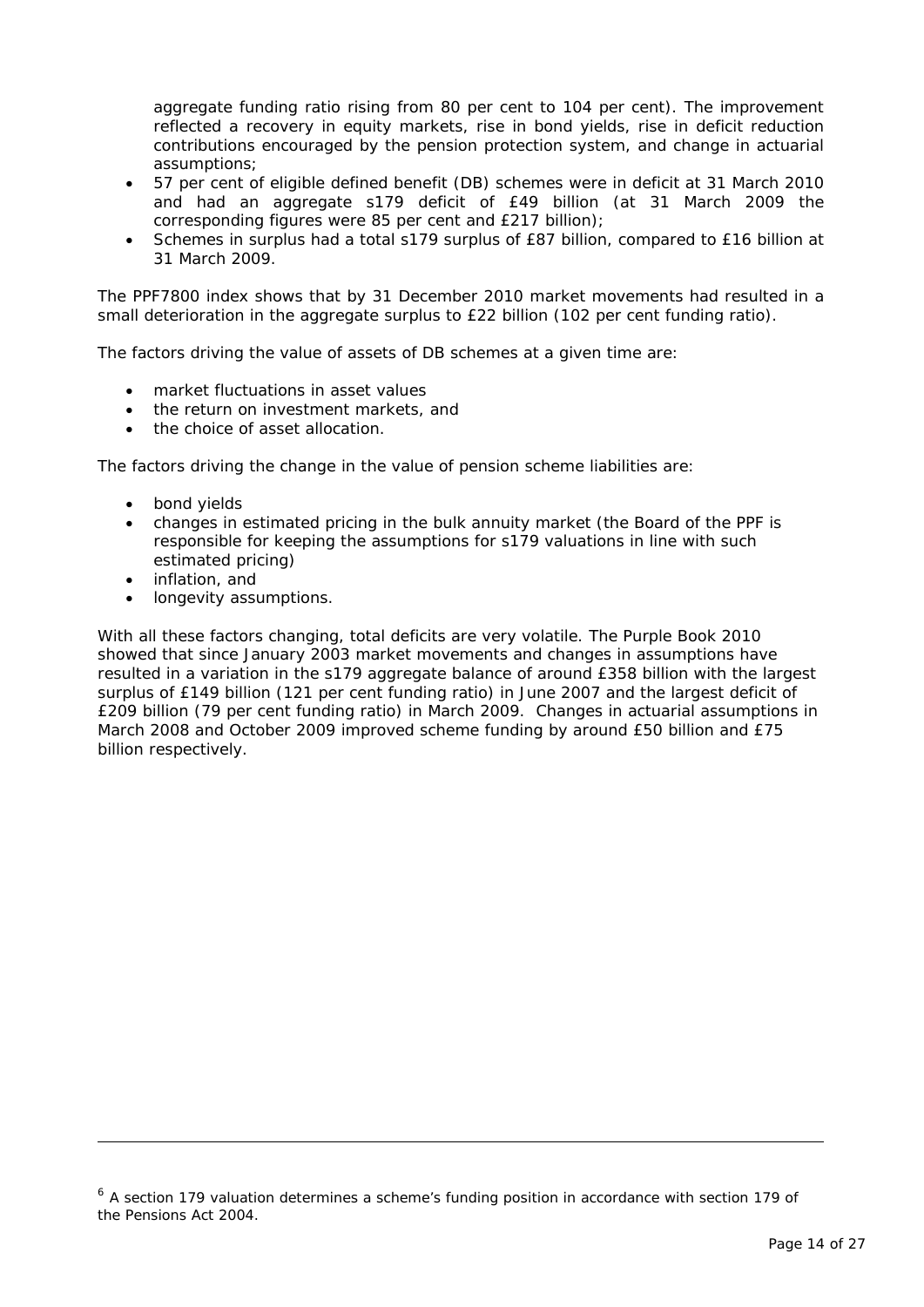aggregate funding ratio rising from 80 per cent to 104 per cent). The improvement reflected a recovery in equity markets, rise in bond yields, rise in deficit reduction contributions encouraged by the pension protection system, and change in actuarial assumptions;

- 57 per cent of eligible defined benefit (DB) schemes were in deficit at 31 March 2010 and had an aggregate s179 deficit of £49 billion (at 31 March 2009 the corresponding figures were 85 per cent and £217 billion);
- Schemes in surplus had a total s179 surplus of £87 billion, compared to £16 billion at 31 March 2009.

The PPF7800 index shows that by 31 December 2010 market movements had resulted in a small deterioration in the aggregate surplus to £22 billion (102 per cent funding ratio).

The factors driving the value of assets of DB schemes at a given time are:

- market fluctuations in asset values
- the return on investment markets, and
- the choice of asset allocation.

The factors driving the change in the value of pension scheme liabilities are:

- bond yields
- changes in estimated pricing in the bulk annuity market (the Board of the PPF is responsible for keeping the assumptions for s179 valuations in line with such estimated pricing)
- inflation, and
- longevity assumptions.

With all these factors changing, total deficits are very volatile. The Purple Book 2010 showed that since January 2003 market movements and changes in assumptions have resulted in a variation in the s179 aggregate balance of around £358 billion with the largest surplus of £149 billion (121 per cent funding ratio) in June 2007 and the largest deficit of £209 billion (79 per cent funding ratio) in March 2009. Changes in actuarial assumptions in March 2008 and October 2009 improved scheme funding by around £50 billion and £75 billion respectively.

---

[6] A section 179 valuation determines a scheme's funding position in accordance with section 179 of the Pensions Act 2004.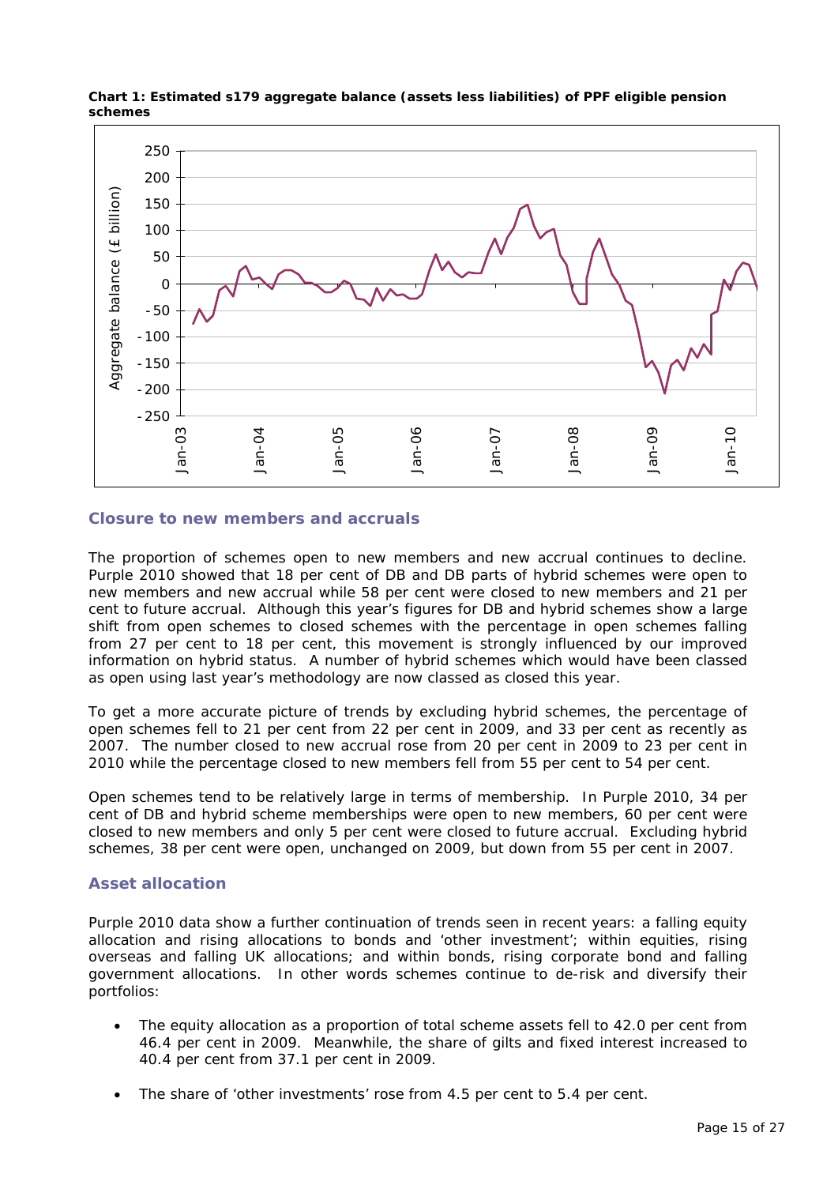**Chart 1: Estimated s179 aggregate balance (assets less liabilities) of PPF eligible pension schemes**

## Closure to new members and accruals

The proportion of schemes open to new members and new accrual continues to decline. Purple 2010 showed that 18 per cent of DB and DB parts of hybrid schemes were open to new members and new accrual while 58 per cent were closed to new members and 21 per cent to future accrual. Although this year's figures for DB and hybrid schemes show a large shift from open schemes to closed schemes with the percentage in open schemes falling from 27 per cent to 18 per cent, this movement is strongly influenced by our improved information on hybrid status. A number of hybrid schemes which would have been classed as open using last year's methodology are now classed as closed this year.

To get a more accurate picture of trends by excluding hybrid schemes, the percentage of open schemes fell to 21 per cent from 22 per cent in 2009, and 33 per cent as recently as 2007. The number closed to new accrual rose from 20 per cent in 2009 to 23 per cent in 2010 while the percentage closed to new members fell from 55 per cent to 54 per cent.

Open schemes tend to be relatively large in terms of membership. In Purple 2010, 34 per cent of DB and hybrid scheme memberships were open to new members, 60 per cent were closed to new members and only 5 per cent were closed to future accrual. Excluding hybrid schemes, 38 per cent were open, unchanged on 2009, but down from 55 per cent in 2007.

## Asset allocation

Purple 2010 data show a further continuation of trends seen in recent years: a falling equity allocation and rising allocations to bonds and 'other investment'; within equities, rising overseas and falling UK allocations; and within bonds, rising corporate bond and falling government allocations. In other words schemes continue to de-risk and diversify their portfolios:

- The equity allocation as a proportion of total scheme assets fell to 42.0 per cent from 46.4 per cent in 2009. Meanwhile, the share of gilts and fixed interest increased to 40.4 per cent from 37.1 per cent in 2009.
- The share of 'other investments' rose from 4.5 per cent to 5.4 per cent.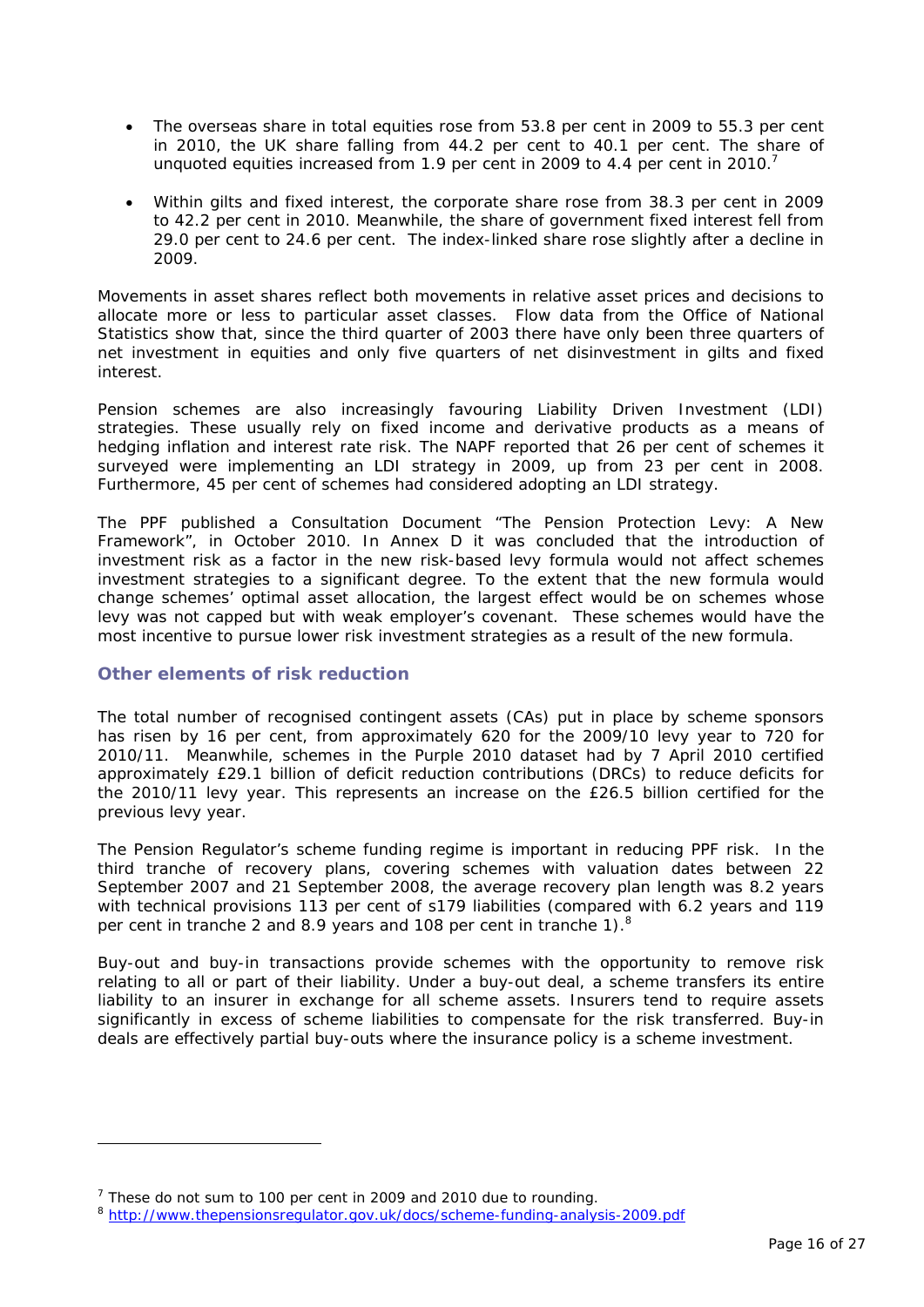- The overseas share in total equities rose from 53.8 per cent in 2009 to 55.3 per cent in 2010, the UK share falling from 44.2 per cent to 40.1 per cent. The share of unquoted equities increased from 1.9 per cent in 2009 to 4.4 per cent in 2010.[7]

- Within gilts and fixed interest, the corporate share rose from 38.3 per cent in 2009 to 42.2 per cent in 2010. Meanwhile, the share of government fixed interest fell from 29.0 per cent to 24.6 per cent. The index-linked share rose slightly after a decline in 2009.

Movements in asset shares reflect both movements in relative asset prices and decisions to allocate more or less to particular asset classes. Flow data from the Office of National Statistics show that, since the third quarter of 2003 there have only been three quarters of net investment in equities and only five quarters of net disinvestment in gilts and fixed interest.

Pension schemes are also increasingly favouring Liability Driven Investment (LDI) strategies. These usually rely on fixed income and derivative products as a means of hedging inflation and interest rate risk. The NAPF reported that 26 per cent of schemes it surveyed were implementing an LDI strategy in 2009, up from 23 per cent in 2008. Furthermore, 45 per cent of schemes had considered adopting an LDI strategy.

The PPF published a Consultation Document "The Pension Protection Levy: A New Framework", in October 2010. In Annex D it was concluded that the introduction of investment risk as a factor in the new risk-based levy formula would not affect schemes investment strategies to a significant degree. To the extent that the new formula would change schemes' optimal asset allocation, the largest effect would be on schemes whose levy was not capped but with weak employer's covenant. These schemes would have the most incentive to pursue lower risk investment strategies as a result of the new formula.

### Other elements of risk reduction

The total number of recognised contingent assets (CAs) put in place by scheme sponsors has risen by 16 per cent, from approximately 620 for the 2009/10 levy year to 720 for 2010/11. Meanwhile, schemes in the Purple 2010 dataset had by 7 April 2010 certified approximately £29.1 billion of deficit reduction contributions (DRCs) to reduce deficits for the 2010/11 levy year. This represents an increase on the £26.5 billion certified for the previous levy year.

The Pension Regulator's scheme funding regime is important in reducing PPF risk. In the third tranche of recovery plans, covering schemes with valuation dates between 22 September 2007 and 21 September 2008, the average recovery plan length was 8.2 years with technical provisions 113 per cent of s179 liabilities (compared with 6.2 years and 119 per cent in tranche 2 and 8.9 years and 108 per cent in tranche 1).[8]

Buy-out and buy-in transactions provide schemes with the opportunity to remove risk relating to all or part of their liability. Under a buy-out deal, a scheme transfers its entire liability to an insurer in exchange for all scheme assets. Insurers tend to require assets significantly in excess of scheme liabilities to compensate for the risk transferred. Buy-in deals are effectively partial buy-outs where the insurance policy is a scheme investment.

---

[7] These do not sum to 100 per cent in 2009 and 2010 due to rounding.

[8] http://www.thepensionsregulator.gov.uk/docs/scheme-funding-analysis-2009.pdf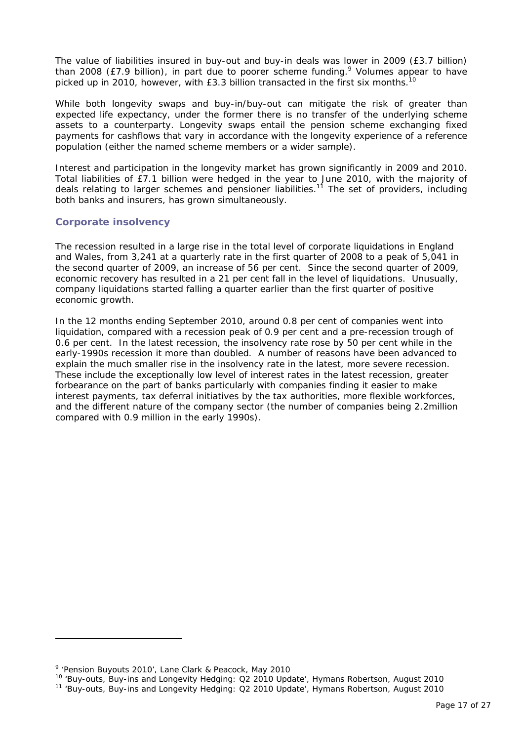The value of liabilities insured in buy-out and buy-in deals was lower in 2009 (£3.7 billion) than 2008 (£7.9 billion), in part due to poorer scheme funding.[9] Volumes appear to have picked up in 2010, however, with £3.3 billion transacted in the first six months.[10]

While both longevity swaps and buy-in/buy-out can mitigate the risk of greater than expected life expectancy, under the former there is no transfer of the underlying scheme assets to a counterparty. Longevity swaps entail the pension scheme exchanging fixed payments for cashflows that vary in accordance with the longevity experience of a reference population (either the named scheme members or a wider sample).

Interest and participation in the longevity market has grown significantly in 2009 and 2010. Total liabilities of £7.1 billion were hedged in the year to June 2010, with the majority of deals relating to larger schemes and pensioner liabilities.[11] The set of providers, including both banks and insurers, has grown simultaneously.

## Corporate insolvency

The recession resulted in a large rise in the total level of corporate liquidations in England and Wales, from 3,241 at a quarterly rate in the first quarter of 2008 to a peak of 5,041 in the second quarter of 2009, an increase of 56 per cent. Since the second quarter of 2009, economic recovery has resulted in a 21 per cent fall in the level of liquidations. Unusually, company liquidations started falling a quarter earlier than the first quarter of positive economic growth.

In the 12 months ending September 2010, around 0.8 per cent of companies went into liquidation, compared with a recession peak of 0.9 per cent and a pre-recession trough of 0.6 per cent. In the latest recession, the insolvency rate rose by 50 per cent while in the early-1990s recession it more than doubled. A number of reasons have been advanced to explain the much smaller rise in the insolvency rate in the latest, more severe recession. These include the exceptionally low level of interest rates in the latest recession, greater forbearance on the part of banks particularly with companies finding it easier to make interest payments, tax deferral initiatives by the tax authorities, more flexible workforces, and the different nature of the company sector (the number of companies being 2.2million compared with 0.9 million in the early 1990s).

---

[9] 'Pension Buyouts 2010', Lane Clark & Peacock, May 2010

[10] 'Buy-outs, Buy-ins and Longevity Hedging: Q2 2010 Update', Hymans Robertson, August 2010

[11] 'Buy-outs, Buy-ins and Longevity Hedging: Q2 2010 Update', Hymans Robertson, August 2010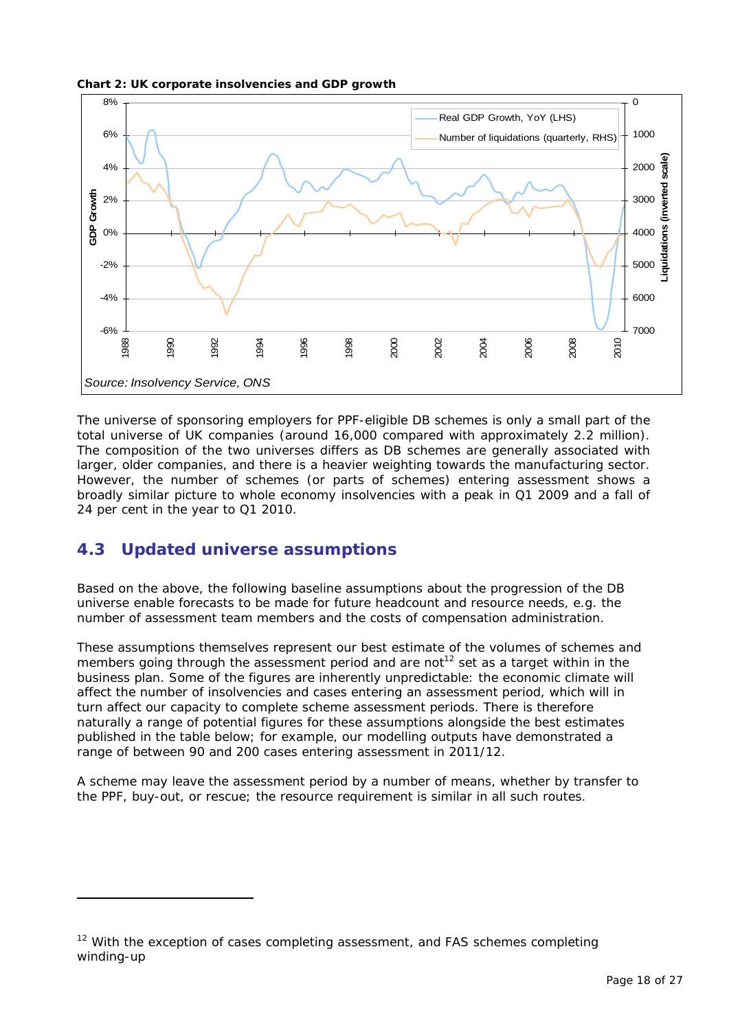**Chart 2: UK corporate insolvencies and GDP growth**

Source: Insolvency Service, ONS

The universe of sponsoring employers for PPF-eligible DB schemes is only a small part of the total universe of UK companies (around 16,000 compared with approximately 2.2 million). The composition of the two universes differs as DB schemes are generally associated with larger, older companies, and there is a heavier weighting towards the manufacturing sector. However, the number of schemes (or parts of schemes) entering assessment shows a broadly similar picture to whole economy insolvencies with a peak in Q1 2009 and a fall of 24 per cent in the year to Q1 2010.

## 4.3 Updated universe assumptions

Based on the above, the following baseline assumptions about the progression of the DB universe enable forecasts to be made for future headcount and resource needs, e.g. the number of assessment team members and the costs of compensation administration.

These assumptions themselves represent our best estimate of the volumes of schemes and members going through the assessment period and are not[12] set as a target within in the business plan. Some of the figures are inherently unpredictable: the economic climate will affect the number of insolvencies and cases entering an assessment period, which will in turn affect our capacity to complete scheme assessment periods. There is therefore naturally a range of potential figures for these assumptions alongside the best estimates published in the table below; for example, our modelling outputs have demonstrated a range of between 90 and 200 cases entering assessment in 2011/12.

A scheme may leave the assessment period by a number of means, whether by transfer to the PPF, buy-out, or rescue; the resource requirement is similar in all such routes.

---

[12] With the exception of cases completing assessment, and FAS schemes completing winding-up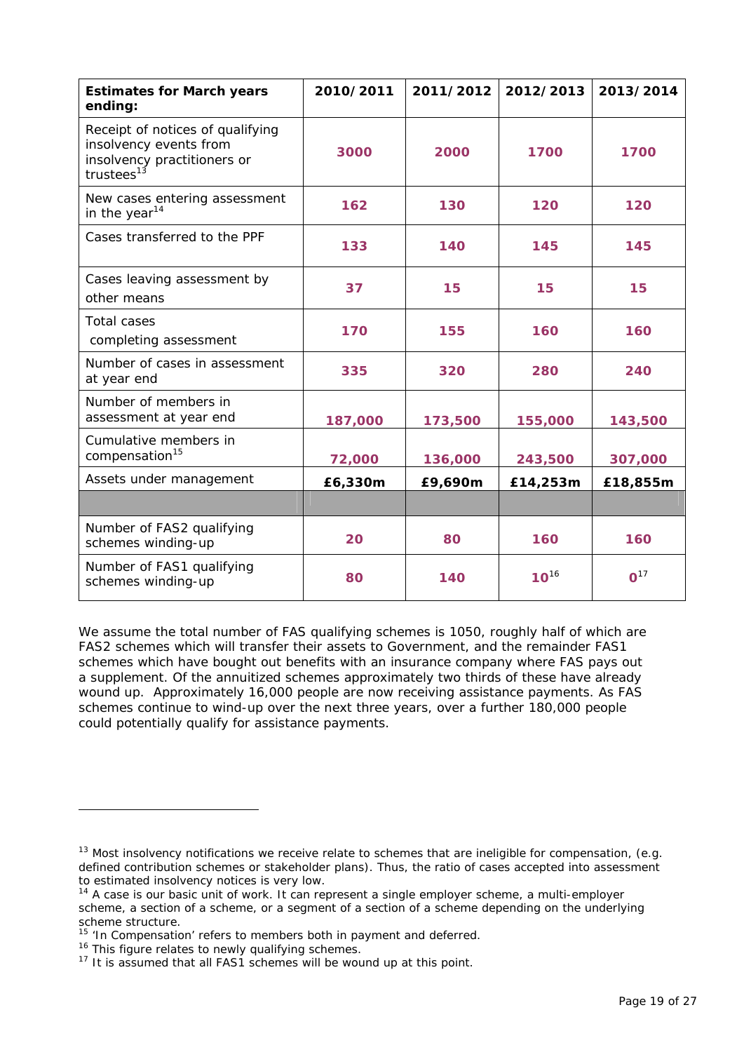| Estimates for March years ending: | 2010/2011 | 2011/2012 | 2012/2013 | 2013/2014 |
|---|---|---|---|---|
| Receipt of notices of qualifying insolvency events from insolvency practitioners or trustees[13] | 3000 | 2000 | 1700 | 1700 |
| New cases entering assessment in the year[14] | 162 | 130 | 120 | 120 |
| Cases transferred to the PPF | 133 | 140 | 145 | 145 |
| Cases leaving assessment by other means | 37 | 15 | 15 | 15 |
| Total cases completing assessment | 170 | 155 | 160 | 160 |
| Number of cases in assessment at year end | 335 | 320 | 280 | 240 |
| Number of members in assessment at year end | 187,000 | 173,500 | 155,000 | 143,500 |
| Cumulative members in compensation[15] | 72,000 | 136,000 | 243,500 | 307,000 |
| Assets under management | **£6,330m** | **£9,690m** | **£14,253m** | **£18,855m** |
| | | | | |
| Number of FAS2 qualifying schemes winding-up | 20 | 80 | 160 | 160 |
| Number of FAS1 qualifying schemes winding-up | 80 | 140 | 10[16] | 0[17] |

We assume the total number of FAS qualifying schemes is 1050, roughly half of which are FAS2 schemes which will transfer their assets to Government, and the remainder FAS1 schemes which have bought out benefits with an insurance company where FAS pays out a supplement. Of the annuitized schemes approximately two thirds of these have already wound up. Approximately 16,000 people are now receiving assistance payments. As FAS schemes continue to wind-up over the next three years, over a further 180,000 people could potentially qualify for assistance payments.

[13] Most insolvency notifications we receive relate to schemes that are ineligible for compensation, (e.g. defined contribution schemes or stakeholder plans). Thus, the ratio of cases accepted into assessment to estimated insolvency notices is very low.

[14] A case is our basic unit of work. It can represent a single employer scheme, a multi-employer scheme, a section of a scheme, or a segment of a section of a scheme depending on the underlying scheme structure.

[15] 'In Compensation' refers to members both in payment and deferred.

[16] This figure relates to newly qualifying schemes.

[17] It is assumed that all FAS1 schemes will be wound up at this point.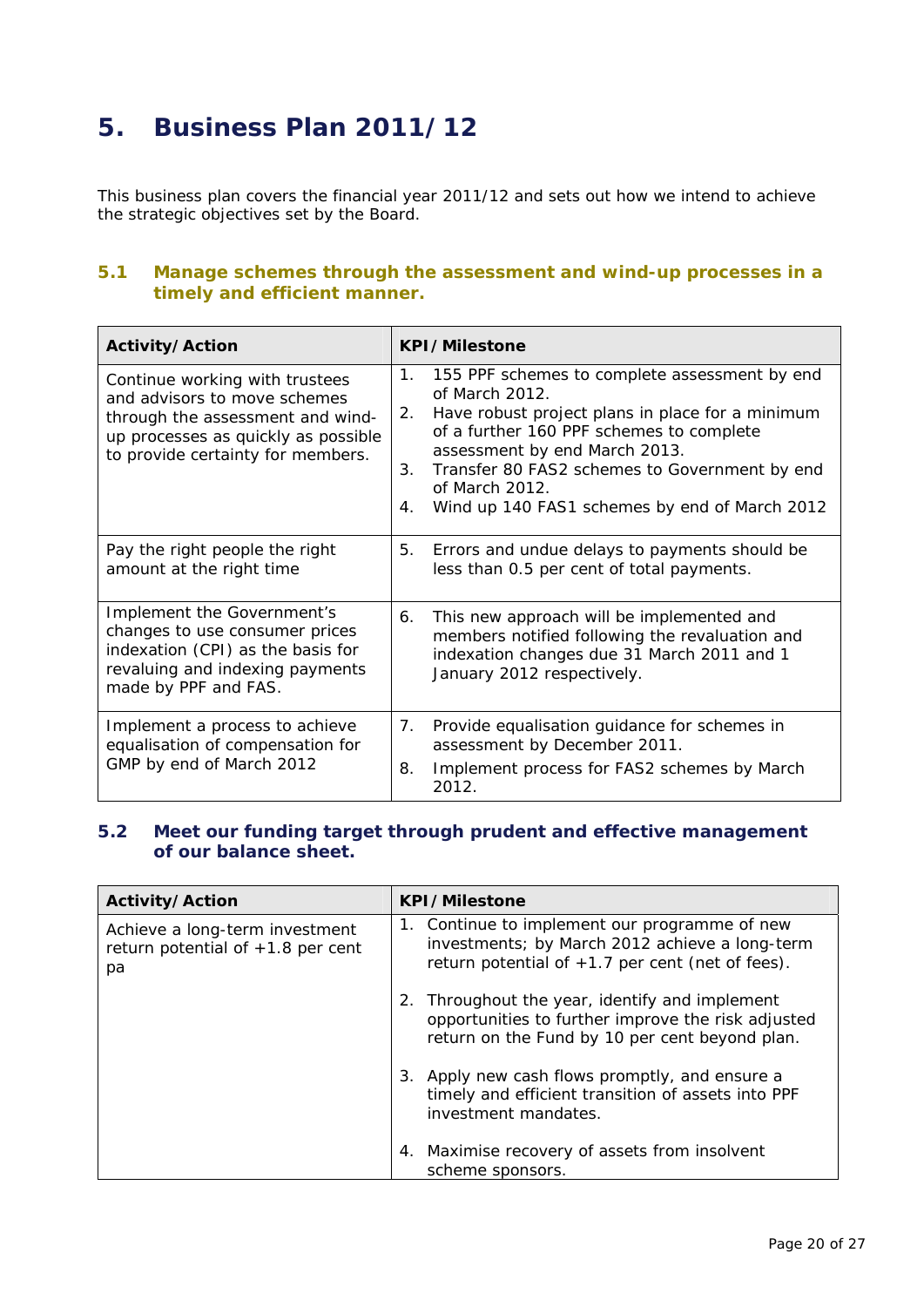# 5. Business Plan 2011/12

This business plan covers the financial year 2011/12 and sets out how we intend to achieve the strategic objectives set by the Board.

## 5.1 Manage schemes through the assessment and wind-up processes in a timely and efficient manner.

| Activity/Action | KPI/Milestone |
|---|---|
| Continue working with trustees and advisors to move schemes through the assessment and wind-up processes as quickly as possible to provide certainty for members. | 1. 155 PPF schemes to complete assessment by end of March 2012.<br>2. Have robust project plans in place for a minimum of a further 160 PPF schemes to complete assessment by end March 2013.<br>3. Transfer 80 FAS2 schemes to Government by end of March 2012.<br>4. Wind up 140 FAS1 schemes by end of March 2012 |
| Pay the right people the right amount at the right time | 5. Errors and undue delays to payments should be less than 0.5 per cent of total payments. |
| Implement the Government's changes to use consumer prices indexation (CPI) as the basis for revaluing and indexing payments made by PPF and FAS. | 6. This new approach will be implemented and members notified following the revaluation and indexation changes due 31 March 2011 and 1 January 2012 respectively. |
| Implement a process to achieve equalisation of compensation for GMP by end of March 2012 | 7. Provide equalisation guidance for schemes in assessment by December 2011.<br>8. Implement process for FAS2 schemes by March 2012. |

## 5.2 Meet our funding target through prudent and effective management of our balance sheet.

| Activity/Action | KPI/Milestone |
|---|---|
| Achieve a long-term investment return potential of +1.8 per cent pa | 1. Continue to implement our programme of new investments; by March 2012 achieve a long-term return potential of +1.7 per cent (net of fees).<br>2. Throughout the year, identify and implement opportunities to further improve the risk adjusted return on the Fund by 10 per cent beyond plan.<br>3. Apply new cash flows promptly, and ensure a timely and efficient transition of assets into PPF investment mandates.<br>4. Maximise recovery of assets from insolvent scheme sponsors. |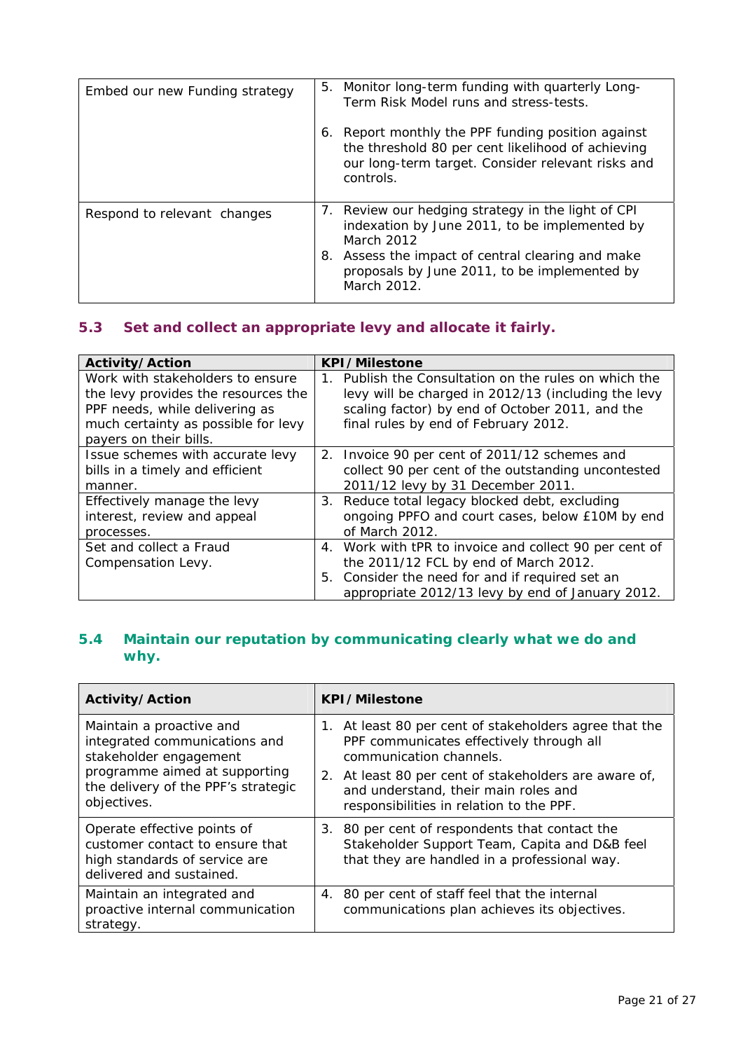| | |
|---|---|
| Embed our new Funding strategy | 5. Monitor long-term funding with quarterly Long-Term Risk Model runs and stress-tests.<br><br>6. Report monthly the PPF funding position against the threshold 80 per cent likelihood of achieving our long-term target. Consider relevant risks and controls. |
| Respond to relevant changes | 7. Review our hedging strategy in the light of CPI indexation by June 2011, to be implemented by March 2012<br>8. Assess the impact of central clearing and make proposals by June 2011, to be implemented by March 2012. |

### 5.3 Set and collect an appropriate levy and allocate it fairly.

| Activity/Action | KPI/Milestone |
|---|---|
| Work with stakeholders to ensure the levy provides the resources the PPF needs, while delivering as much certainty as possible for levy payers on their bills. | 1. Publish the Consultation on the rules on which the levy will be charged in 2012/13 (including the levy scaling factor) by end of October 2011, and the final rules by end of February 2012. |
| Issue schemes with accurate levy bills in a timely and efficient manner. | 2. Invoice 90 per cent of 2011/12 schemes and collect 90 per cent of the outstanding uncontested 2011/12 levy by 31 December 2011. |
| Effectively manage the levy interest, review and appeal processes. | 3. Reduce total legacy blocked debt, excluding ongoing PPFO and court cases, below £10M by end of March 2012. |
| Set and collect a Fraud Compensation Levy. | 4. Work with tPR to invoice and collect 90 per cent of the 2011/12 FCL by end of March 2012.<br>5. Consider the need for and if required set an appropriate 2012/13 levy by end of January 2012. |

### 5.4 Maintain our reputation by communicating clearly what we do and why.

| Activity/Action | KPI/Milestone |
|---|---|
| Maintain a proactive and integrated communications and stakeholder engagement programme aimed at supporting the delivery of the PPF's strategic objectives. | 1. At least 80 per cent of stakeholders agree that the PPF communicates effectively through all communication channels.<br>2. At least 80 per cent of stakeholders are aware of, and understand, their main roles and responsibilities in relation to the PPF. |
| Operate effective points of customer contact to ensure that high standards of service are delivered and sustained. | 3. 80 per cent of respondents that contact the Stakeholder Support Team, Capita and D&B feel that they are handled in a professional way. |
| Maintain an integrated and proactive internal communication strategy. | 4. 80 per cent of staff feel that the internal communications plan achieves its objectives. |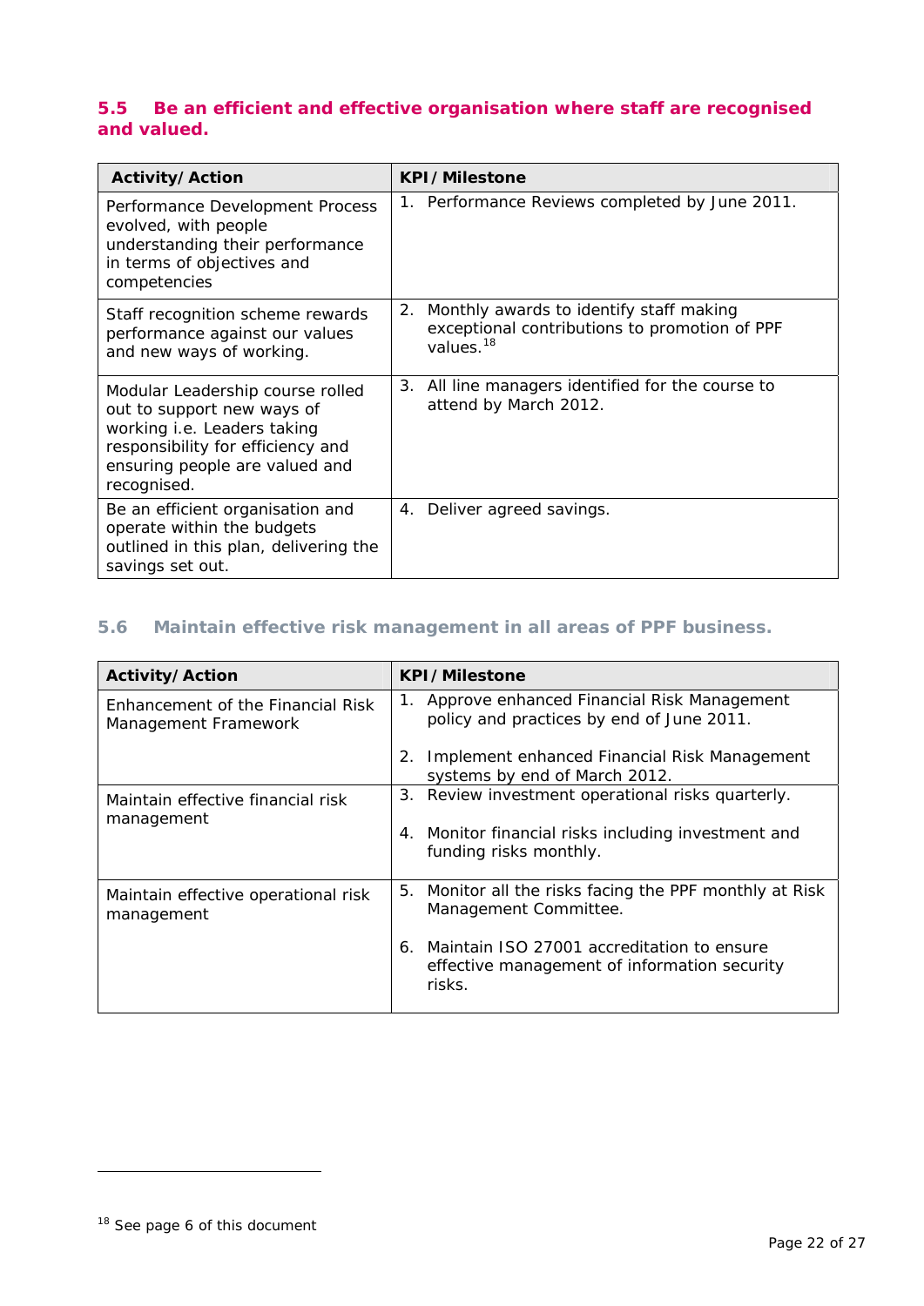## 5.5 Be an efficient and effective organisation where staff are recognised and valued.

| Activity/Action | KPI/Milestone |
|---|---|
| Performance Development Process evolved, with people understanding their performance in terms of objectives and competencies | 1. Performance Reviews completed by June 2011. |
| Staff recognition scheme rewards performance against our values and new ways of working. | 2. Monthly awards to identify staff making exceptional contributions to promotion of PPF values.[18] |
| Modular Leadership course rolled out to support new ways of working i.e. Leaders taking responsibility for efficiency and ensuring people are valued and recognised. | 3. All line managers identified for the course to attend by March 2012. |
| Be an efficient organisation and operate within the budgets outlined in this plan, delivering the savings set out. | 4. Deliver agreed savings. |

## 5.6 Maintain effective risk management in all areas of PPF business.

| Activity/Action | KPI/Milestone |
|---|---|
| Enhancement of the Financial Risk Management Framework | 1. Approve enhanced Financial Risk Management policy and practices by end of June 2011.<br><br>2. Implement enhanced Financial Risk Management systems by end of March 2012. |
| Maintain effective financial risk management | 3. Review investment operational risks quarterly.<br><br>4. Monitor financial risks including investment and funding risks monthly. |
| Maintain effective operational risk management | 5. Monitor all the risks facing the PPF monthly at Risk Management Committee.<br><br>6. Maintain ISO 27001 accreditation to ensure effective management of information security risks. |

[18] See page 6 of this document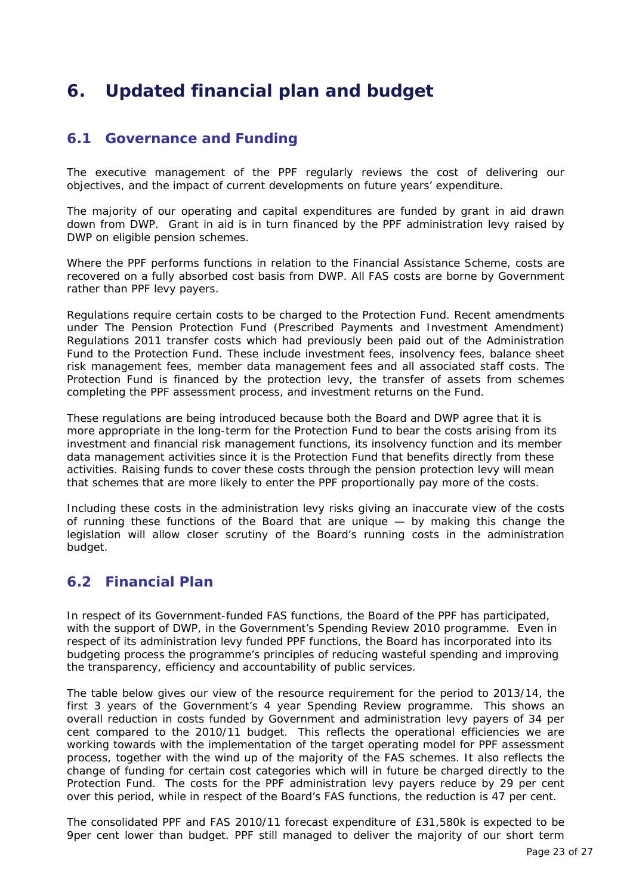# 6. Updated financial plan and budget

## 6.1 Governance and Funding

The executive management of the PPF regularly reviews the cost of delivering our objectives, and the impact of current developments on future years' expenditure.

The majority of our operating and capital expenditures are funded by grant in aid drawn down from DWP. Grant in aid is in turn financed by the PPF administration levy raised by DWP on eligible pension schemes.

Where the PPF performs functions in relation to the Financial Assistance Scheme, costs are recovered on a fully absorbed cost basis from DWP. All FAS costs are borne by Government rather than PPF levy payers.

Regulations require certain costs to be charged to the Protection Fund. Recent amendments under The Pension Protection Fund (Prescribed Payments and Investment Amendment) Regulations 2011 transfer costs which had previously been paid out of the Administration Fund to the Protection Fund. These include investment fees, insolvency fees, balance sheet risk management fees, member data management fees and all associated staff costs. The Protection Fund is financed by the protection levy, the transfer of assets from schemes completing the PPF assessment process, and investment returns on the Fund.

These regulations are being introduced because both the Board and DWP agree that it is more appropriate in the long-term for the Protection Fund to bear the costs arising from its investment and financial risk management functions, its insolvency function and its member data management activities since it is the Protection Fund that benefits directly from these activities. Raising funds to cover these costs through the pension protection levy will mean that schemes that are more likely to enter the PPF proportionally pay more of the costs.

Including these costs in the administration levy risks giving an inaccurate view of the costs of running these functions of the Board that are unique — by making this change the legislation will allow closer scrutiny of the Board's running costs in the administration budget.

## 6.2 Financial Plan

In respect of its Government-funded FAS functions, the Board of the PPF has participated, with the support of DWP, in the Government's Spending Review 2010 programme. Even in respect of its administration levy funded PPF functions, the Board has incorporated into its budgeting process the programme's principles of reducing wasteful spending and improving the transparency, efficiency and accountability of public services.

The table below gives our view of the resource requirement for the period to 2013/14, the first 3 years of the Government's 4 year Spending Review programme. This shows an overall reduction in costs funded by Government and administration levy payers of 34 per cent compared to the 2010/11 budget. This reflects the operational efficiencies we are working towards with the implementation of the target operating model for PPF assessment process, together with the wind up of the majority of the FAS schemes. It also reflects the change of funding for certain cost categories which will in future be charged directly to the Protection Fund. The costs for the PPF administration levy payers reduce by 29 per cent over this period, while in respect of the Board's FAS functions, the reduction is 47 per cent.

The consolidated PPF and FAS 2010/11 forecast expenditure of £31,580k is expected to be 9per cent lower than budget. PPF still managed to deliver the majority of our short term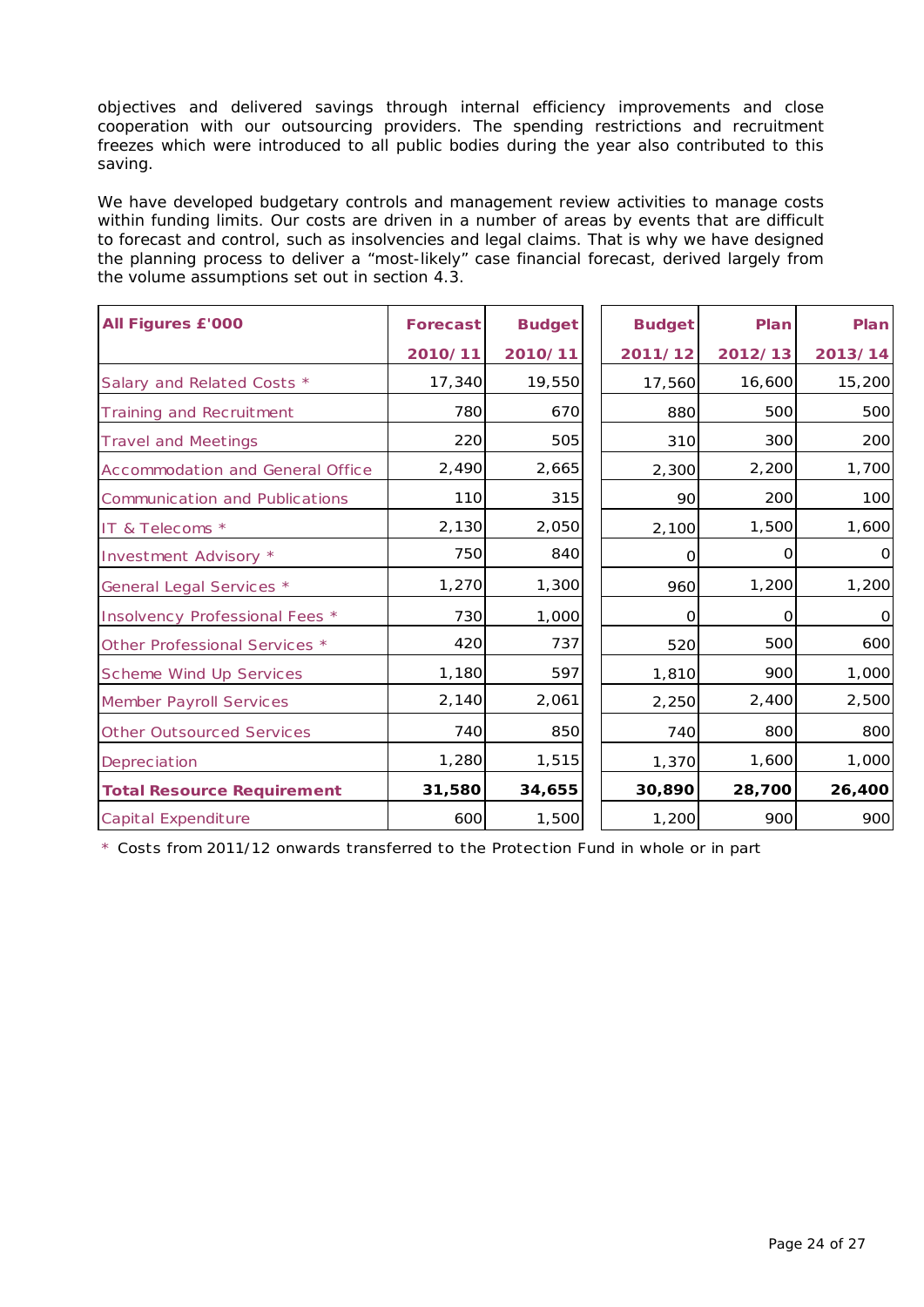objectives and delivered savings through internal efficiency improvements and close cooperation with our outsourcing providers. The spending restrictions and recruitment freezes which were introduced to all public bodies during the year also contributed to this saving.

We have developed budgetary controls and management review activities to manage costs within funding limits. Our costs are driven in a number of areas by events that are difficult to forecast and control, such as insolvencies and legal claims. That is why we have designed the planning process to deliver a "most-likely" case financial forecast, derived largely from the volume assumptions set out in section 4.3.

| **All Figures £'000** | **Forecast 2010/11** | **Budget 2010/11** | **Budget 2011/12** | **Plan 2012/13** | **Plan 2013/14** |
|---|---|---|---|---|---|
| Salary and Related Costs * | 17,340 | 19,550 | 17,560 | 16,600 | 15,200 |
| Training and Recruitment | 780 | 670 | 880 | 500 | 500 |
| Travel and Meetings | 220 | 505 | 310 | 300 | 200 |
| Accommodation and General Office | 2,490 | 2,665 | 2,300 | 2,200 | 1,700 |
| Communication and Publications | 110 | 315 | 90 | 200 | 100 |
| IT & Telecoms * | 2,130 | 2,050 | 2,100 | 1,500 | 1,600 |
| Investment Advisory * | 750 | 840 | 0 | 0 | 0 |
| General Legal Services * | 1,270 | 1,300 | 960 | 1,200 | 1,200 |
| Insolvency Professional Fees * | 730 | 1,000 | 0 | 0 | 0 |
| Other Professional Services * | 420 | 737 | 520 | 500 | 600 |
| Scheme Wind Up Services | 1,180 | 597 | 1,810 | 900 | 1,000 |
| Member Payroll Services | 2,140 | 2,061 | 2,250 | 2,400 | 2,500 |
| Other Outsourced Services | 740 | 850 | 740 | 800 | 800 |
| Depreciation | 1,280 | 1,515 | 1,370 | 1,600 | 1,000 |
| **Total Resource Requirement** | **31,580** | **34,655** | **30,890** | **28,700** | **26,400** |
| Capital Expenditure | 600 | 1,500 | 1,200 | 900 | 900 |

* Costs from 2011/12 onwards transferred to the Protection Fund in whole or in part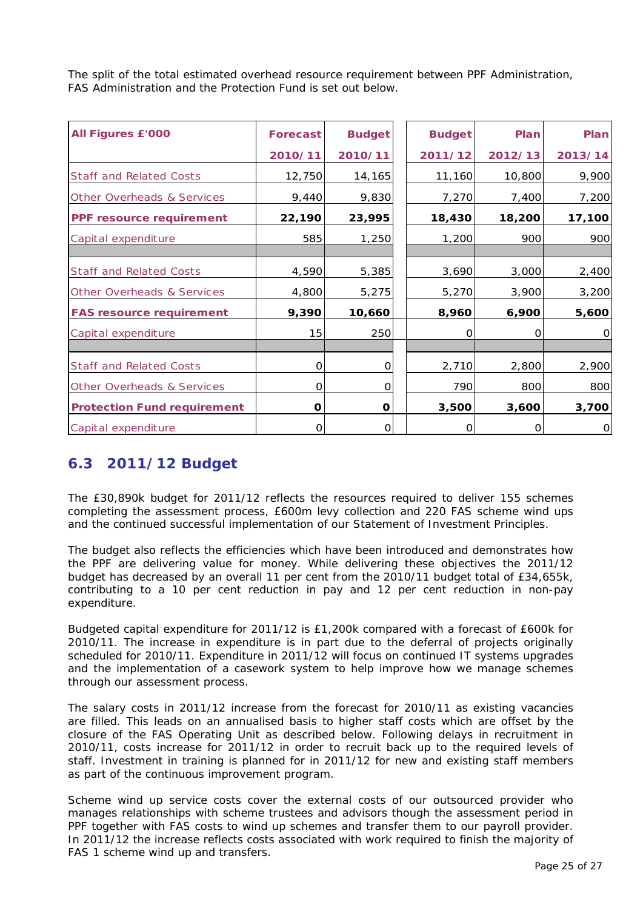The split of the total estimated overhead resource requirement between PPF Administration, FAS Administration and the Protection Fund is set out below.

| All Figures £'000 | Forecast 2010/11 | Budget 2010/11 | Budget 2011/12 | Plan 2012/13 | Plan 2013/14 |
|---|---|---|---|---|---|
| Staff and Related Costs | 12,750 | 14,165 | 11,160 | 10,800 | 9,900 |
| Other Overheads & Services | 9,440 | 9,830 | 7,270 | 7,400 | 7,200 |
| **PPF resource requirement** | **22,190** | **23,995** | **18,430** | **18,200** | **17,100** |
| Capital expenditure | 585 | 1,250 | 1,200 | 900 | 900 |
| | | | | | |
| Staff and Related Costs | 4,590 | 5,385 | 3,690 | 3,000 | 2,400 |
| Other Overheads & Services | 4,800 | 5,275 | 5,270 | 3,900 | 3,200 |
| **FAS resource requirement** | **9,390** | **10,660** | **8,960** | **6,900** | **5,600** |
| Capital expenditure | 15 | 250 | 0 | 0 | 0 |
| | | | | | |
| Staff and Related Costs | 0 | 0 | 2,710 | 2,800 | 2,900 |
| Other Overheads & Services | 0 | 0 | 790 | 800 | 800 |
| **Protection Fund requirement** | **0** | **0** | **3,500** | **3,600** | **3,700** |
| Capital expenditure | 0 | 0 | 0 | 0 | 0 |

## 6.3 2011/12 Budget

The £30,890k budget for 2011/12 reflects the resources required to deliver 155 schemes completing the assessment process, £600m levy collection and 220 FAS scheme wind ups and the continued successful implementation of our Statement of Investment Principles.

The budget also reflects the efficiencies which have been introduced and demonstrates how the PPF are delivering value for money. While delivering these objectives the 2011/12 budget has decreased by an overall 11 per cent from the 2010/11 budget total of £34,655k, contributing to a 10 per cent reduction in pay and 12 per cent reduction in non-pay expenditure.

Budgeted capital expenditure for 2011/12 is £1,200k compared with a forecast of £600k for 2010/11. The increase in expenditure is in part due to the deferral of projects originally scheduled for 2010/11. Expenditure in 2011/12 will focus on continued IT systems upgrades and the implementation of a casework system to help improve how we manage schemes through our assessment process.

The salary costs in 2011/12 increase from the forecast for 2010/11 as existing vacancies are filled. This leads on an annualised basis to higher staff costs which are offset by the closure of the FAS Operating Unit as described below. Following delays in recruitment in 2010/11, costs increase for 2011/12 in order to recruit back up to the required levels of staff. Investment in training is planned for in 2011/12 for new and existing staff members as part of the continuous improvement program.

Scheme wind up service costs cover the external costs of our outsourced provider who manages relationships with scheme trustees and advisors though the assessment period in PPF together with FAS costs to wind up schemes and transfer them to our payroll provider. In 2011/12 the increase reflects costs associated with work required to finish the majority of FAS 1 scheme wind up and transfers.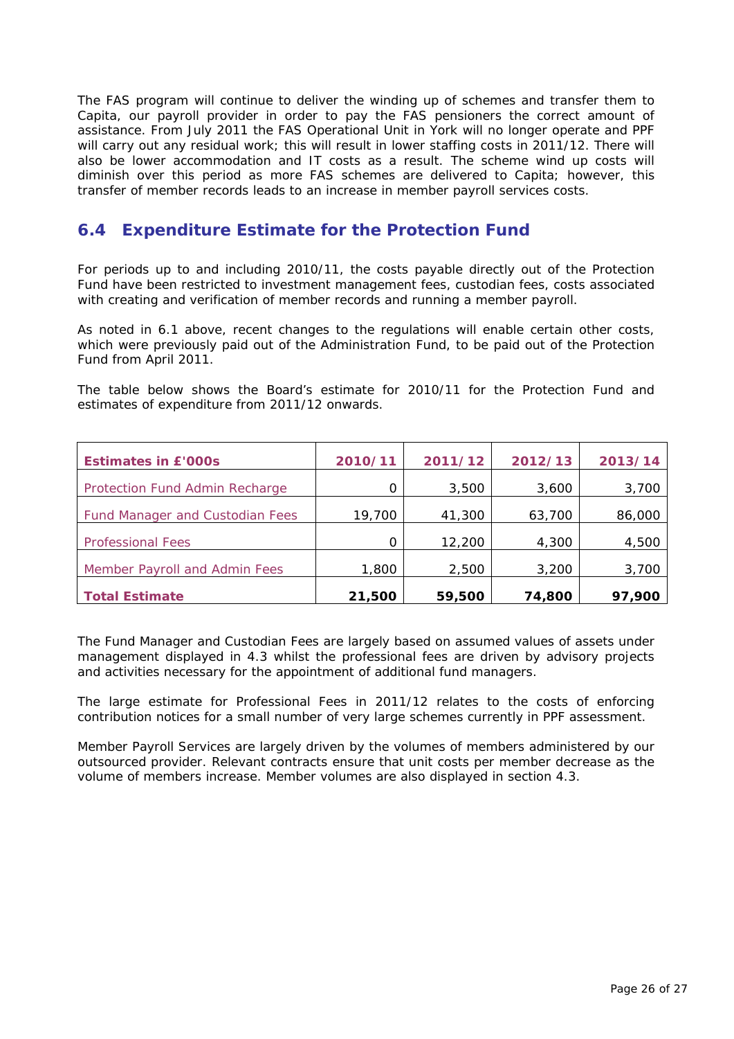The FAS program will continue to deliver the winding up of schemes and transfer them to Capita, our payroll provider in order to pay the FAS pensioners the correct amount of assistance. From July 2011 the FAS Operational Unit in York will no longer operate and PPF will carry out any residual work; this will result in lower staffing costs in 2011/12. There will also be lower accommodation and IT costs as a result. The scheme wind up costs will diminish over this period as more FAS schemes are delivered to Capita; however, this transfer of member records leads to an increase in member payroll services costs.

## 6.4 Expenditure Estimate for the Protection Fund

For periods up to and including 2010/11, the costs payable directly out of the Protection Fund have been restricted to investment management fees, custodian fees, costs associated with creating and verification of member records and running a member payroll.

As noted in 6.1 above, recent changes to the regulations will enable certain other costs, which were previously paid out of the Administration Fund, to be paid out of the Protection Fund from April 2011.

The table below shows the Board's estimate for 2010/11 for the Protection Fund and estimates of expenditure from 2011/12 onwards.

| **Estimates in £'000s** | **2010/11** | **2011/12** | **2012/13** | **2013/14** |
|---|---|---|---|---|
| Protection Fund Admin Recharge | 0 | 3,500 | 3,600 | 3,700 |
| Fund Manager and Custodian Fees | 19,700 | 41,300 | 63,700 | 86,000 |
| Professional Fees | 0 | 12,200 | 4,300 | 4,500 |
| Member Payroll and Admin Fees | 1,800 | 2,500 | 3,200 | 3,700 |
| **Total Estimate** | **21,500** | **59,500** | **74,800** | **97,900** |

The Fund Manager and Custodian Fees are largely based on assumed values of assets under management displayed in 4.3 whilst the professional fees are driven by advisory projects and activities necessary for the appointment of additional fund managers.

The large estimate for Professional Fees in 2011/12 relates to the costs of enforcing contribution notices for a small number of very large schemes currently in PPF assessment.

Member Payroll Services are largely driven by the volumes of members administered by our outsourced provider. Relevant contracts ensure that unit costs per member decrease as the volume of members increase. Member volumes are also displayed in section 4.3.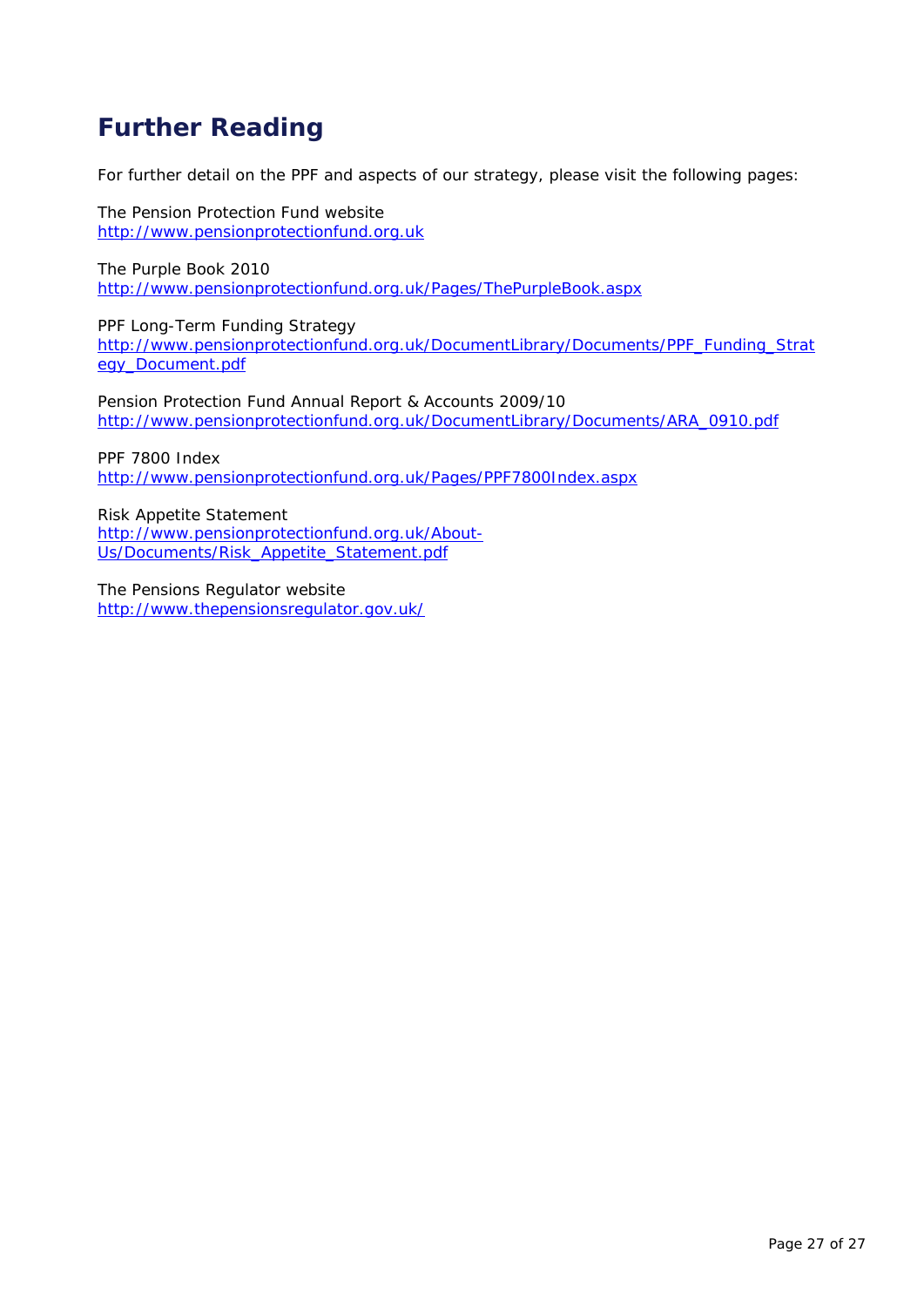# Further Reading

For further detail on the PPF and aspects of our strategy, please visit the following pages:

The Pension Protection Fund website
http://www.pensionprotectionfund.org.uk

The Purple Book 2010
http://www.pensionprotectionfund.org.uk/Pages/ThePurpleBook.aspx

PPF Long-Term Funding Strategy
http://www.pensionprotectionfund.org.uk/DocumentLibrary/Documents/PPF_Funding_Strategy_Document.pdf

Pension Protection Fund Annual Report & Accounts 2009/10
http://www.pensionprotectionfund.org.uk/DocumentLibrary/Documents/ARA_0910.pdf

PPF 7800 Index
http://www.pensionprotectionfund.org.uk/Pages/PPF7800Index.aspx

Risk Appetite Statement
http://www.pensionprotectionfund.org.uk/About-Us/Documents/Risk_Appetite_Statement.pdf

The Pensions Regulator website
http://www.thepensionsregulator.gov.uk/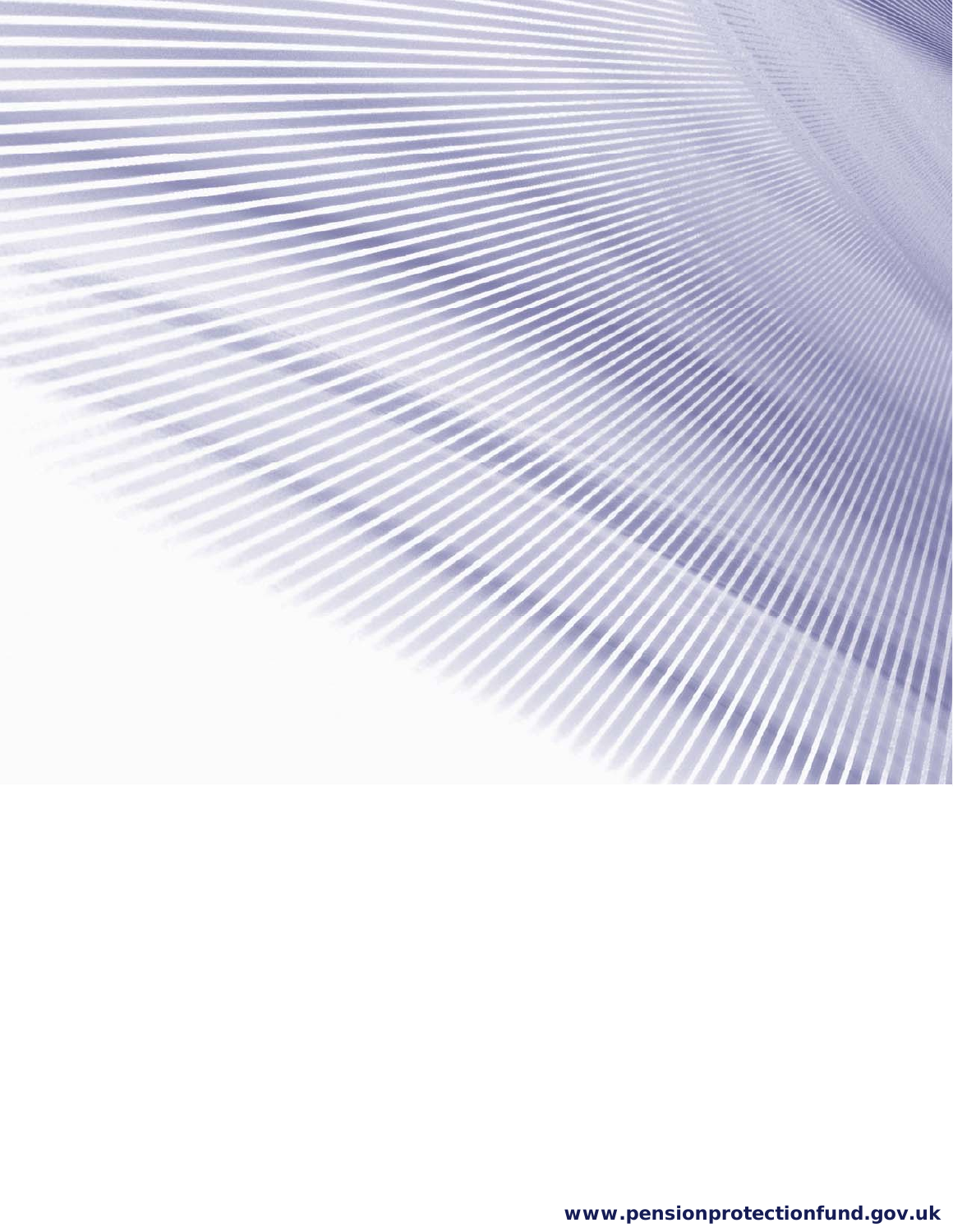www.pensionprotectionfund.gov.uk